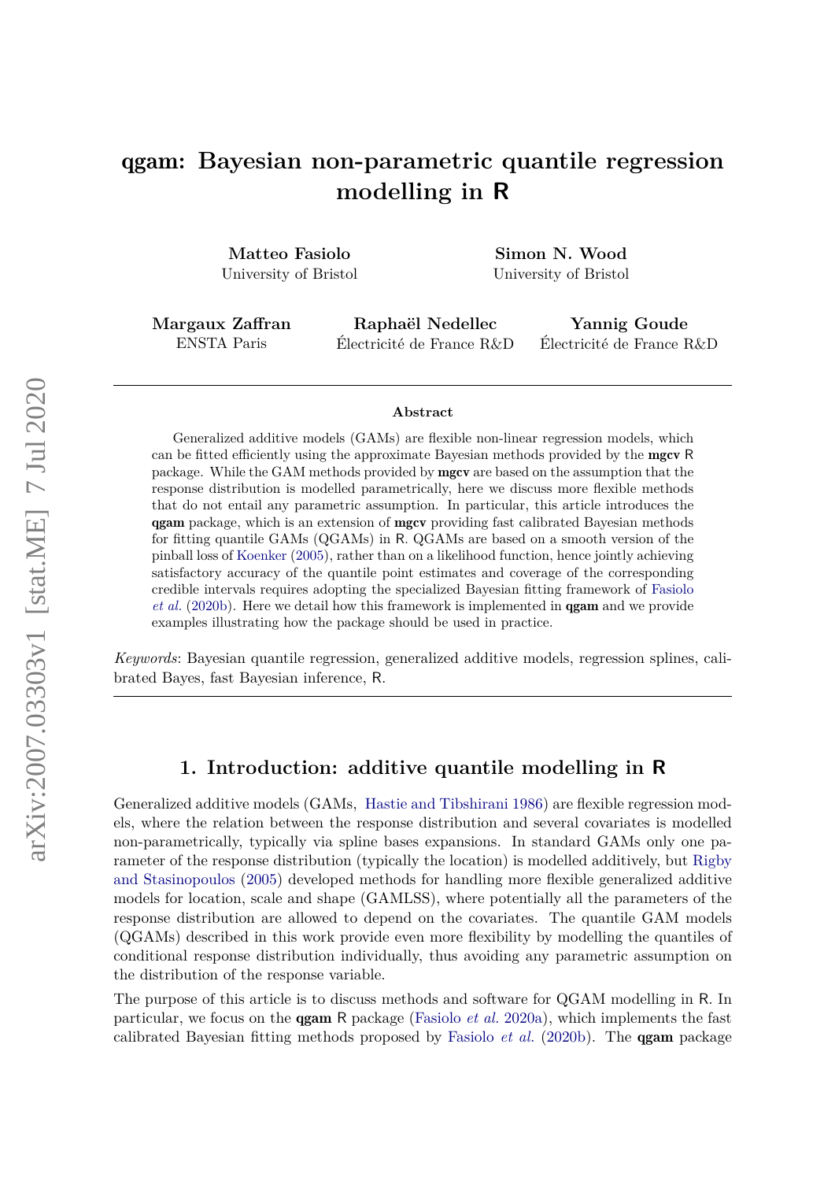# qgam: Bayesian non-parametric quantile regression modelling in R

**Matteo Fasiolo**
University of Bristol

**Simon N. Wood**
University of Bristol

**Margaux Zaffran**
ENSTA Paris

**Raphaël Nedellec**
Électricité de France R&D

**Yannig Goude**
Électricité de France R&D

---

**Abstract**

Generalized additive models (GAMs) are flexible non-linear regression models, which can be fitted efficiently using the approximate Bayesian methods provided by the **mgcv** R package. While the GAM methods provided by **mgcv** are based on the assumption that the response distribution is modelled parametrically, here we discuss more flexible methods that do not entail any parametric assumption. In particular, this article introduces the **qgam** package, which is an extension of **mgcv** providing fast calibrated Bayesian methods for fitting quantile GAMs (QGAMs) in R. QGAMs are based on a smooth version of the pinball loss of Koenker (2005), rather than on a likelihood function, hence jointly achieving satisfactory accuracy of the quantile point estimates and coverage of the corresponding credible intervals requires adopting the specialized Bayesian fitting framework of Fasiolo *et al.* (2020b). Here we detail how this framework is implemented in **qgam** and we provide examples illustrating how the package should be used in practice.

*Keywords*: Bayesian quantile regression, generalized additive models, regression splines, calibrated Bayes, fast Bayesian inference, R.

---

## 1. Introduction: additive quantile modelling in R

Generalized additive models (GAMs, Hastie and Tibshirani 1986) are flexible regression models, where the relation between the response distribution and several covariates is modelled non-parametrically, typically via spline bases expansions. In standard GAMs only one parameter of the response distribution (typically the location) is modelled additively, but Rigby and Stasinopoulos (2005) developed methods for handling more flexible generalized additive models for location, scale and shape (GAMLSS), where potentially all the parameters of the response distribution are allowed to depend on the covariates. The quantile GAM models (QGAMs) described in this work provide even more flexibility by modelling the quantiles of conditional response distribution individually, thus avoiding any parametric assumption on the distribution of the response variable.

The purpose of this article is to discuss methods and software for QGAM modelling in R. In particular, we focus on the **qgam** R package (Fasiolo *et al.* 2020a), which implements the fast calibrated Bayesian fitting methods proposed by Fasiolo *et al.* (2020b). The **qgam** package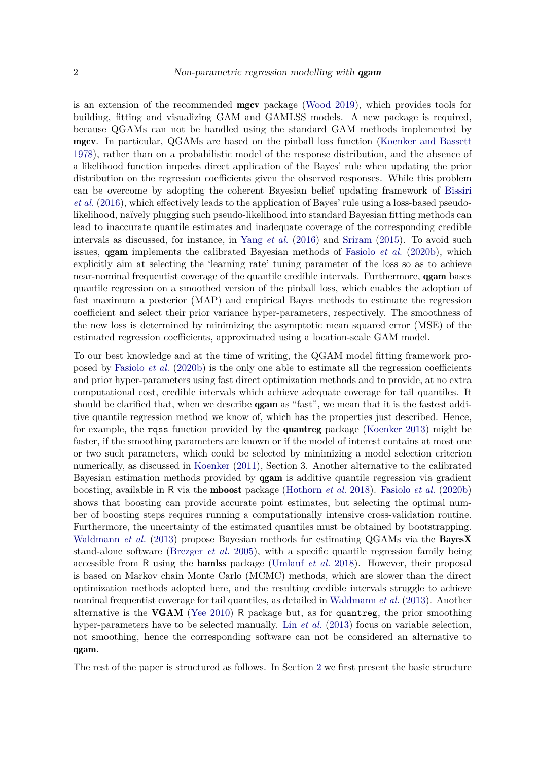is an extension of the recommended **mgcv** package (Wood 2019), which provides tools for building, fitting and visualizing GAM and GAMLSS models. A new package is required, because QGAMs can not be handled using the standard GAM methods implemented by **mgcv**. In particular, QGAMs are based on the pinball loss function (Koenker and Bassett 1978), rather than on a probabilistic model of the response distribution, and the absence of a likelihood function impedes direct application of the Bayes' rule when updating the prior distribution on the regression coefficients given the observed responses. While this problem can be overcome by adopting the coherent Bayesian belief updating framework of Bissiri *et al.* (2016), which effectively leads to the application of Bayes' rule using a loss-based pseudo-likelihood, naïvely plugging such pseudo-likelihood into standard Bayesian fitting methods can lead to inaccurate quantile estimates and inadequate coverage of the corresponding credible intervals as discussed, for instance, in Yang *et al.* (2016) and Sriram (2015). To avoid such issues, **qgam** implements the calibrated Bayesian methods of Fasiolo *et al.* (2020b), which explicitly aim at selecting the 'learning rate' tuning parameter of the loss so as to achieve near-nominal frequentist coverage of the quantile credible intervals. Furthermore, **qgam** bases quantile regression on a smoothed version of the pinball loss, which enables the adoption of fast maximum a posteriori (MAP) and empirical Bayes methods to estimate the regression coefficient and select their prior variance hyper-parameters, respectively. The smoothness of the new loss is determined by minimizing the asymptotic mean squared error (MSE) of the estimated regression coefficients, approximated using a location-scale GAM model.

To our best knowledge and at the time of writing, the QGAM model fitting framework proposed by Fasiolo *et al.* (2020b) is the only one able to estimate all the regression coefficients and prior hyper-parameters using fast direct optimization methods and to provide, at no extra computational cost, credible intervals which achieve adequate coverage for tail quantiles. It should be clarified that, when we describe **qgam** as "fast", we mean that it is the fastest additive quantile regression method we know of, which has the properties just described. Hence, for example, the `rqss` function provided by the **quantreg** package (Koenker 2013) might be faster, if the smoothing parameters are known or if the model of interest contains at most one or two such parameters, which could be selected by minimizing a model selection criterion numerically, as discussed in Koenker (2011), Section 3. Another alternative to the calibrated Bayesian estimation methods provided by **qgam** is additive quantile regression via gradient boosting, available in R via the **mboost** package (Hothorn *et al.* 2018). Fasiolo *et al.* (2020b) shows that boosting can provide accurate point estimates, but selecting the optimal number of boosting steps requires running a computationally intensive cross-validation routine. Furthermore, the uncertainty of the estimated quantiles must be obtained by bootstrapping. Waldmann *et al.* (2013) propose Bayesian methods for estimating QGAMs via the **BayesX** stand-alone software (Brezger *et al.* 2005), with a specific quantile regression family being accessible from R using the **bamlss** package (Umlauf *et al.* 2018). However, their proposal is based on Markov chain Monte Carlo (MCMC) methods, which are slower than the direct optimization methods adopted here, and the resulting credible intervals struggle to achieve nominal frequentist coverage for tail quantiles, as detailed in Waldmann *et al.* (2013). Another alternative is the **VGAM** (Yee 2010) R package but, as for `quantreg`, the prior smoothing hyper-parameters have to be selected manually. Lin *et al.* (2013) focus on variable selection, not smoothing, hence the corresponding software can not be considered an alternative to **qgam**.

The rest of the paper is structured as follows. In Section 2 we first present the basic structure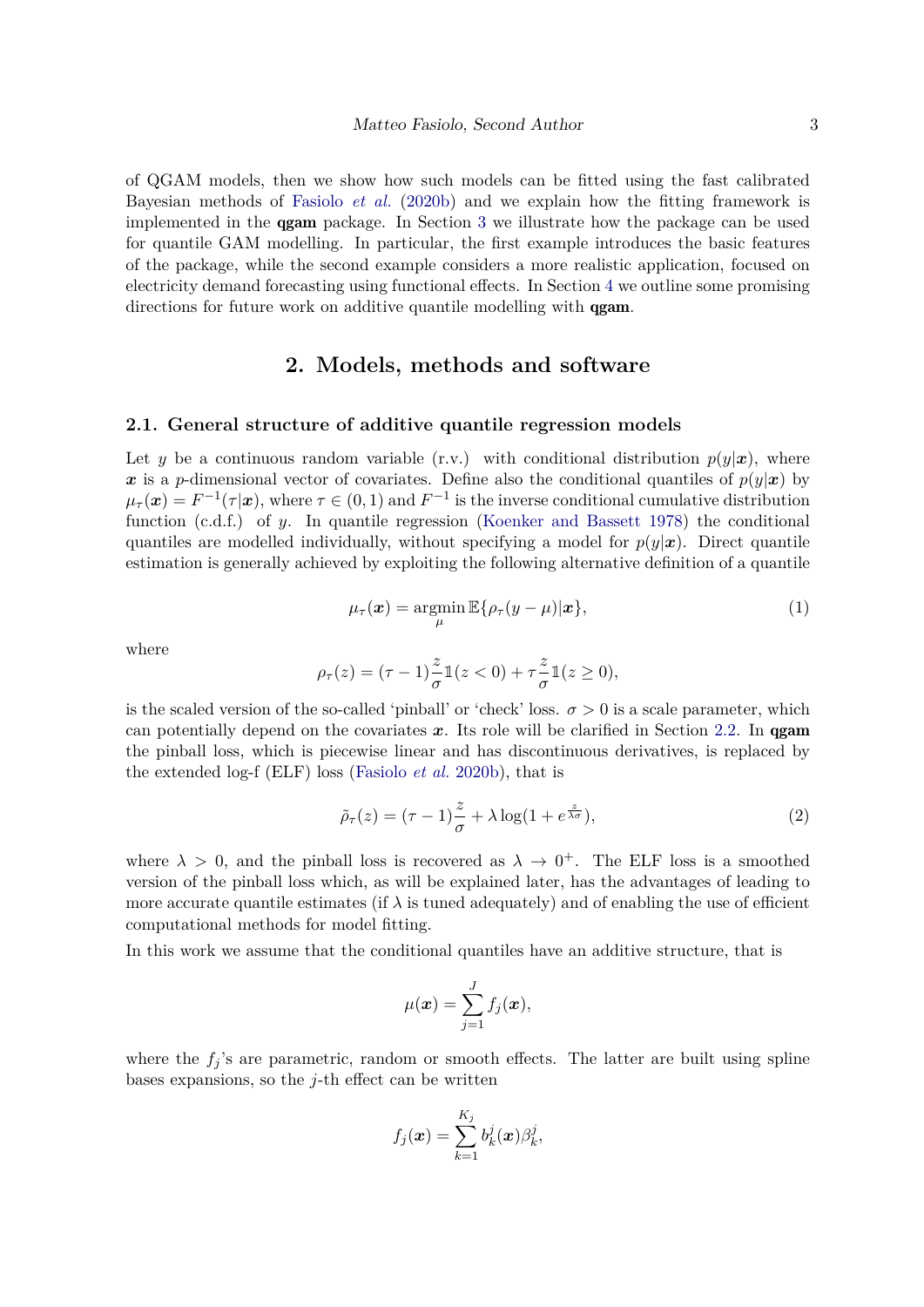of QGAM models, then we show how such models can be fitted using the fast calibrated Bayesian methods of Fasiolo *et al.* (2020b) and we explain how the fitting framework is implemented in the **qgam** package. In Section 3 we illustrate how the package can be used for quantile GAM modelling. In particular, the first example introduces the basic features of the package, while the second example considers a more realistic application, focused on electricity demand forecasting using functional effects. In Section 4 we outline some promising directions for future work on additive quantile modelling with **qgam**.

## 2. Models, methods and software

### 2.1. General structure of additive quantile regression models

Let $y$ be a continuous random variable (r.v.) with conditional distribution $p(y|\boldsymbol{x})$, where $\boldsymbol{x}$ is a $p$-dimensional vector of covariates. Define also the conditional quantiles of $p(y|\boldsymbol{x})$ by $\mu_\tau(\boldsymbol{x}) = F^{-1}(\tau|\boldsymbol{x})$, where $\tau \in (0,1)$ and $F^{-1}$ is the inverse conditional cumulative distribution function (c.d.f.) of $y$. In quantile regression (Koenker and Bassett 1978) the conditional quantiles are modelled individually, without specifying a model for $p(y|\boldsymbol{x})$. Direct quantile estimation is generally achieved by exploiting the following alternative definition of a quantile

$$\mu_\tau(\boldsymbol{x}) = \underset{\mu}{\operatorname{argmin}}\, \mathbb{E}\{\rho_\tau(y-\mu)|\boldsymbol{x}\}, \tag{1}$$

where

$$\rho_\tau(z) = (\tau - 1)\frac{z}{\sigma}\mathbb{1}(z<0) + \tau\frac{z}{\sigma}\mathbb{1}(z \geq 0),$$

is the scaled version of the so-called 'pinball' or 'check' loss. $\sigma > 0$ is a scale parameter, which can potentially depend on the covariates $\boldsymbol{x}$. Its role will be clarified in Section 2.2. In **qgam** the pinball loss, which is piecewise linear and has discontinuous derivatives, is replaced by the extended log-f (ELF) loss (Fasiolo *et al.* 2020b), that is

$$\tilde{\rho}_\tau(z) = (\tau-1)\frac{z}{\sigma} + \lambda \log(1 + e^{\frac{z}{\lambda\sigma}}), \tag{2}$$

where $\lambda > 0$, and the pinball loss is recovered as $\lambda \to 0^+$. The ELF loss is a smoothed version of the pinball loss which, as will be explained later, has the advantages of leading to more accurate quantile estimates (if $\lambda$ is tuned adequately) and of enabling the use of efficient computational methods for model fitting.

In this work we assume that the conditional quantiles have an additive structure, that is

$$\mu(\boldsymbol{x}) = \sum_{j=1}^{J} f_j(\boldsymbol{x}),$$

where the $f_j$'s are parametric, random or smooth effects. The latter are built using spline bases expansions, so the $j$-th effect can be written

$$f_j(\boldsymbol{x}) = \sum_{k=1}^{K_j} b_k^j(\boldsymbol{x})\beta_k^j,$$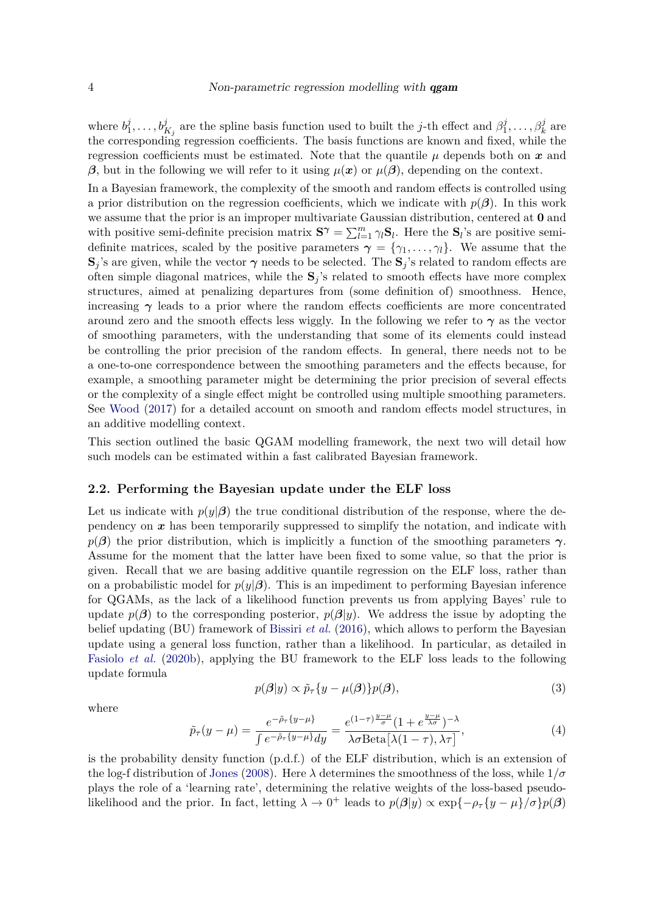where $b_1^j, \ldots, b_{K_j}^j$ are the spline basis function used to built the $j$-th effect and $\beta_1^j, \ldots, \beta_k^j$ are the corresponding regression coefficients. The basis functions are known and fixed, while the regression coefficients must be estimated. Note that the quantile $\mu$ depends both on $\boldsymbol{x}$ and $\boldsymbol{\beta}$, but in the following we will refer to it using $\mu(\boldsymbol{x})$ or $\mu(\boldsymbol{\beta})$, depending on the context.

In a Bayesian framework, the complexity of the smooth and random effects is controlled using a prior distribution on the regression coefficients, which we indicate with $p(\boldsymbol{\beta})$. In this work we assume that the prior is an improper multivariate Gaussian distribution, centered at $\mathbf{0}$ and with positive semi-definite precision matrix $\mathbf{S}^{\boldsymbol{\gamma}} = \sum_{l=1}^{m} \gamma_l \mathbf{S}_l$. Here the $\mathbf{S}_l$'s are positive semi-definite matrices, scaled by the positive parameters $\boldsymbol{\gamma} = \{\gamma_1, \ldots, \gamma_l\}$. We assume that the $\mathbf{S}_j$'s are given, while the vector $\boldsymbol{\gamma}$ needs to be selected. The $\mathbf{S}_j$'s related to random effects are often simple diagonal matrices, while the $\mathbf{S}_j$'s related to smooth effects have more complex structures, aimed at penalizing departures from (some definition of) smoothness. Hence, increasing $\boldsymbol{\gamma}$ leads to a prior where the random effects coefficients are more concentrated around zero and the smooth effects less wiggly. In the following we refer to $\boldsymbol{\gamma}$ as the vector of smoothing parameters, with the understanding that some of its elements could instead be controlling the prior precision of the random effects. In general, there needs not to be a one-to-one correspondence between the smoothing parameters and the effects because, for example, a smoothing parameter might be determining the prior precision of several effects or the complexity of a single effect might be controlled using multiple smoothing parameters. See Wood (2017) for a detailed account on smooth and random effects model structures, in an additive modelling context.

This section outlined the basic QGAM modelling framework, the next two will detail how such models can be estimated within a fast calibrated Bayesian framework.

## 2.2. Performing the Bayesian update under the ELF loss

Let us indicate with $p(y|\boldsymbol{\beta})$ the true conditional distribution of the response, where the dependency on $\boldsymbol{x}$ has been temporarily suppressed to simplify the notation, and indicate with $p(\boldsymbol{\beta})$ the prior distribution, which is implicitly a function of the smoothing parameters $\boldsymbol{\gamma}$. Assume for the moment that the latter have been fixed to some value, so that the prior is given. Recall that we are basing additive quantile regression on the ELF loss, rather than on a probabilistic model for $p(y|\boldsymbol{\beta})$. This is an impediment to performing Bayesian inference for QGAMs, as the lack of a likelihood function prevents us from applying Bayes' rule to update $p(\boldsymbol{\beta})$ to the corresponding posterior, $p(\boldsymbol{\beta}|y)$. We address the issue by adopting the belief updating (BU) framework of Bissiri *et al.* (2016), which allows to perform the Bayesian update using a general loss function, rather than a likelihood. In particular, as detailed in Fasiolo *et al.* (2020b), applying the BU framework to the ELF loss leads to the following update formula

$$p(\boldsymbol{\beta}|y) \propto \tilde{p}_\tau\{y - \mu(\boldsymbol{\beta})\}p(\boldsymbol{\beta}), \tag{3}$$

where

$$\tilde{p}_\tau(y-\mu) = \frac{e^{-\tilde{\rho}_\tau\{y-\mu\}}}{\int e^{-\tilde{\rho}_\tau\{y-\mu\}}dy} = \frac{e^{(1-\tau)\frac{y-\mu}{\sigma}}(1+e^{\frac{y-\mu}{\lambda\sigma}})^{-\lambda}}{\lambda\sigma \text{Beta}\big[\lambda(1-\tau), \lambda\tau\big]}, \tag{4}$$

is the probability density function (p.d.f.) of the ELF distribution, which is an extension of the log-f distribution of Jones (2008). Here $\lambda$ determines the smoothness of the loss, while $1/\sigma$ plays the role of a 'learning rate', determining the relative weights of the loss-based pseudo-likelihood and the prior. In fact, letting $\lambda \to 0^+$ leads to $p(\boldsymbol{\beta}|y) \propto \exp\{-\rho_\tau\{y-\mu\}/\sigma\}p(\boldsymbol{\beta})$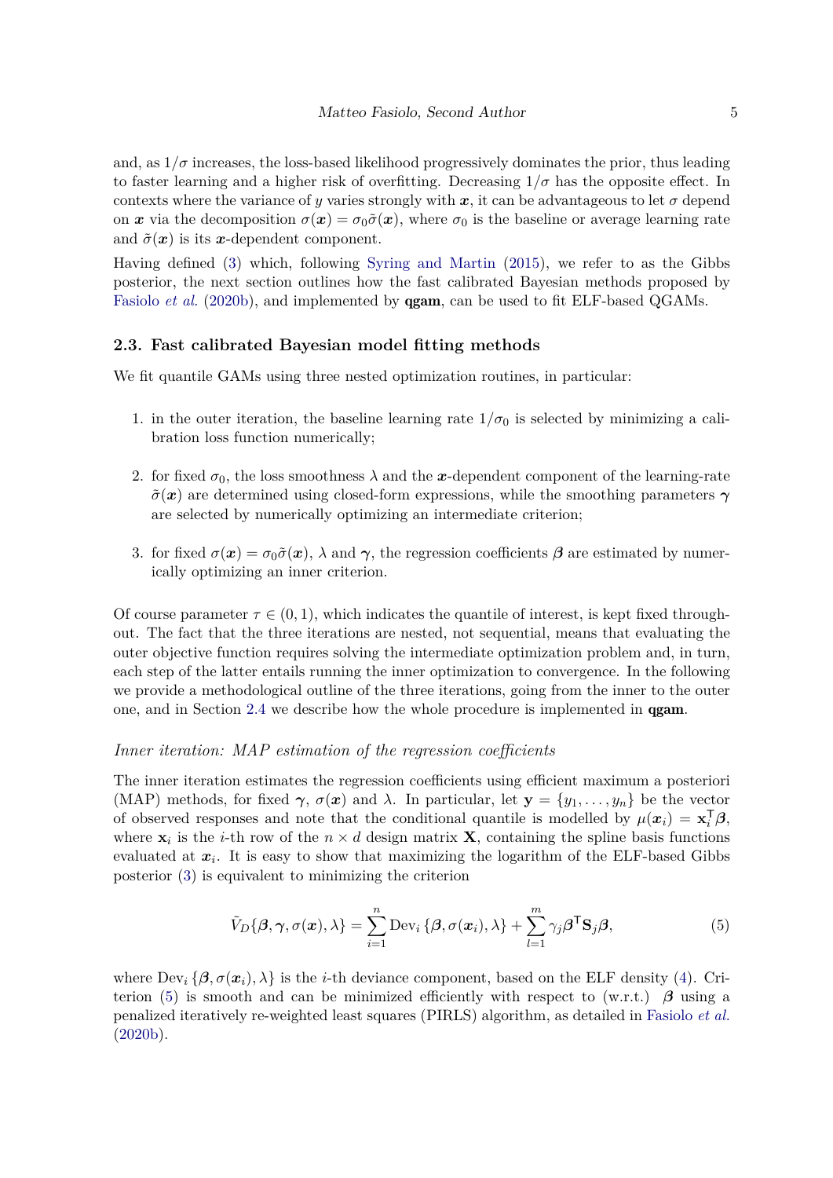and, as $1/\sigma$ increases, the loss-based likelihood progressively dominates the prior, thus leading to faster learning and a higher risk of overfitting. Decreasing $1/\sigma$ has the opposite effect. In contexts where the variance of $y$ varies strongly with $\boldsymbol{x}$, it can be advantageous to let $\sigma$ depend on $\boldsymbol{x}$ via the decomposition $\sigma(\boldsymbol{x}) = \sigma_0 \tilde{\sigma}(\boldsymbol{x})$, where $\sigma_0$ is the baseline or average learning rate and $\tilde{\sigma}(\boldsymbol{x})$ is its $\boldsymbol{x}$-dependent component.

Having defined (3) which, following Syring and Martin (2015), we refer to as the Gibbs posterior, the next section outlines how the fast calibrated Bayesian methods proposed by Fasiolo *et al.* (2020b), and implemented by **qgam**, can be used to fit ELF-based QGAMs.

### 2.3. Fast calibrated Bayesian model fitting methods

We fit quantile GAMs using three nested optimization routines, in particular:

1. in the outer iteration, the baseline learning rate $1/\sigma_0$ is selected by minimizing a calibration loss function numerically;
2. for fixed $\sigma_0$, the loss smoothness $\lambda$ and the $\boldsymbol{x}$-dependent component of the learning-rate $\tilde{\sigma}(\boldsymbol{x})$ are determined using closed-form expressions, while the smoothing parameters $\boldsymbol{\gamma}$ are selected by numerically optimizing an intermediate criterion;
3. for fixed $\sigma(\boldsymbol{x}) = \sigma_0 \tilde{\sigma}(\boldsymbol{x})$, $\lambda$ and $\boldsymbol{\gamma}$, the regression coefficients $\boldsymbol{\beta}$ are estimated by numerically optimizing an inner criterion.

Of course parameter $\tau \in (0, 1)$, which indicates the quantile of interest, is kept fixed throughout. The fact that the three iterations are nested, not sequential, means that evaluating the outer objective function requires solving the intermediate optimization problem and, in turn, each step of the latter entails running the inner optimization to convergence. In the following we provide a methodological outline of the three iterations, going from the inner to the outer one, and in Section 2.4 we describe how the whole procedure is implemented in **qgam**.

#### *Inner iteration: MAP estimation of the regression coefficients*

The inner iteration estimates the regression coefficients using efficient maximum a posteriori (MAP) methods, for fixed $\boldsymbol{\gamma}$, $\sigma(\boldsymbol{x})$ and $\lambda$. In particular, let $\mathbf{y} = \{y_1, \dots, y_n\}$ be the vector of observed responses and note that the conditional quantile is modelled by $\mu(\boldsymbol{x}_i) = \mathbf{x}_i^\mathsf{T} \boldsymbol{\beta}$, where $\mathbf{x}_i$ is the $i$-th row of the $n \times d$ design matrix $\mathbf{X}$, containing the spline basis functions evaluated at $\boldsymbol{x}_i$. It is easy to show that maximizing the logarithm of the ELF-based Gibbs posterior (3) is equivalent to minimizing the criterion

$$
\tilde{V}_D\{\boldsymbol{\beta}, \boldsymbol{\gamma}, \sigma(\boldsymbol{x}), \lambda\} = \sum_{i=1}^{n} \text{Dev}_i \left\{\boldsymbol{\beta}, \sigma(\boldsymbol{x}_i), \lambda\right\} + \sum_{l=1}^{m} \gamma_j \boldsymbol{\beta}^\mathsf{T} \mathbf{S}_j \boldsymbol{\beta}, \tag{5}
$$

where $\text{Dev}_i \left\{\boldsymbol{\beta}, \sigma(\boldsymbol{x}_i), \lambda\right\}$ is the $i$-th deviance component, based on the ELF density (4). Criterion (5) is smooth and can be minimized efficiently with respect to (w.r.t.) $\boldsymbol{\beta}$ using a penalized iteratively re-weighted least squares (PIRLS) algorithm, as detailed in Fasiolo *et al.* (2020b).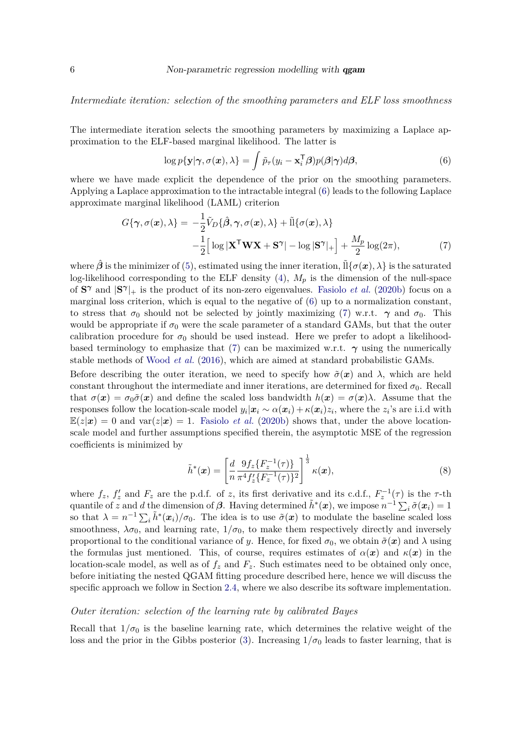*Intermediate iteration: selection of the smoothing parameters and ELF loss smoothness*

The intermediate iteration selects the smoothing parameters by maximizing a Laplace approximation to the ELF-based marginal likelihood. The latter is

$$\log p\{\mathbf{y}|\boldsymbol{\gamma}, \sigma(\boldsymbol{x}), \lambda\} = \int \tilde{p}_\tau(y_i - \mathbf{x}_i^\mathsf{T}\boldsymbol{\beta})p(\boldsymbol{\beta}|\boldsymbol{\gamma})d\boldsymbol{\beta}, \tag{6}$$

where we have made explicit the dependence of the prior on the smoothing parameters. Applying a Laplace approximation to the intractable integral (6) leads to the following Laplace approximate marginal likelihood (LAML) criterion

$$\begin{aligned} G\{\boldsymbol{\gamma}, \sigma(\boldsymbol{x}), \lambda\} = & -\frac{1}{2}\tilde{V}_D\{\hat{\boldsymbol{\beta}}, \boldsymbol{\gamma}, \sigma(\boldsymbol{x}), \lambda\} + \tilde{\text{ll}}\{\sigma(\boldsymbol{x}), \lambda\} \\ & -\frac{1}{2}\Big[\log|\mathbf{X}^\mathsf{T}\mathbf{W}\mathbf{X} + \mathbf{S}^\gamma| - \log|\mathbf{S}^\gamma|_+\Big] + \frac{M_p}{2}\log(2\pi), \end{aligned} \tag{7}$$

where $\hat{\boldsymbol{\beta}}$ is the minimizer of (5), estimated using the inner iteration, $\tilde{\text{ll}}\{\sigma(\boldsymbol{x}), \lambda\}$ is the saturated log-likelihood corresponding to the ELF density (4), $M_p$ is the dimension of the null-space of $\mathbf{S}^\gamma$ and $|\mathbf{S}^\gamma|_+$ is the product of its non-zero eigenvalues. Fasiolo *et al.* (2020b) focus on a marginal loss criterion, which is equal to the negative of (6) up to a normalization constant, to stress that $\sigma_0$ should not be selected by jointly maximizing (7) w.r.t. $\boldsymbol{\gamma}$ and $\sigma_0$. This would be appropriate if $\sigma_0$ were the scale parameter of a standard GAMs, but that the outer calibration procedure for $\sigma_0$ should be used instead. Here we prefer to adopt a likelihood-based terminology to emphasize that (7) can be maximized w.r.t. $\boldsymbol{\gamma}$ using the numerically stable methods of Wood *et al.* (2016), which are aimed at standard probabilistic GAMs.

Before describing the outer iteration, we need to specify how $\tilde{\sigma}(\boldsymbol{x})$ and $\lambda$, which are held constant throughout the intermediate and inner iterations, are determined for fixed $\sigma_0$. Recall that $\sigma(\boldsymbol{x}) = \sigma_0\tilde{\sigma}(\boldsymbol{x})$ and define the scaled loss bandwidth $h(\boldsymbol{x}) = \sigma(\boldsymbol{x})\lambda$. Assume that the responses follow the location-scale model $y_i|\boldsymbol{x}_i \sim \alpha(\boldsymbol{x}_i) + \kappa(\boldsymbol{x}_i)z_i$, where the $z_i$'s are i.i.d with $\mathbb{E}(z|\boldsymbol{x}) = 0$ and $\text{var}(z|\boldsymbol{x}) = 1$. Fasiolo *et al.* (2020b) shows that, under the above location-scale model and further assumptions specified therein, the asymptotic MSE of the regression coefficients is minimized by

$$\tilde{h}^*(\boldsymbol{x}) = \left[\frac{d}{n}\frac{9f_z\{F_z^{-1}(\tau)\}}{\pi^4 f_z'\{F_z^{-1}(\tau)\}^2}\right]^{\frac{1}{3}}\kappa(\boldsymbol{x}), \tag{8}$$

where $f_z$, $f_z'$ and $F_z$ are the p.d.f. of $z$, its first derivative and its c.d.f., $F_z^{-1}(\tau)$ is the $\tau$-th quantile of $z$ and $d$ the dimension of $\boldsymbol{\beta}$. Having determined $\tilde{h}^*(\boldsymbol{x})$, we impose $n^{-1}\sum_i \tilde{\sigma}(\boldsymbol{x}_i) = 1$ so that $\lambda = n^{-1}\sum_i \tilde{h}^*(\boldsymbol{x}_i)/\sigma_0$. The idea is to use $\tilde{\sigma}(\boldsymbol{x})$ to modulate the baseline scaled loss smoothness, $\lambda\sigma_0$, and learning rate, $1/\sigma_0$, to make them respectively directly and inversely proportional to the conditional variance of $y$. Hence, for fixed $\sigma_0$, we obtain $\tilde{\sigma}(\boldsymbol{x})$ and $\lambda$ using the formulas just mentioned. This, of course, requires estimates of $\alpha(\boldsymbol{x})$ and $\kappa(\boldsymbol{x})$ in the location-scale model, as well as of $f_z$ and $F_z$. Such estimates need to be obtained only once, before initiating the nested QGAM fitting procedure described here, hence we will discuss the specific approach we follow in Section 2.4, where we also describe its software implementation.

*Outer iteration: selection of the learning rate by calibrated Bayes*

Recall that $1/\sigma_0$ is the baseline learning rate, which determines the relative weight of the loss and the prior in the Gibbs posterior (3). Increasing $1/\sigma_0$ leads to faster learning, that is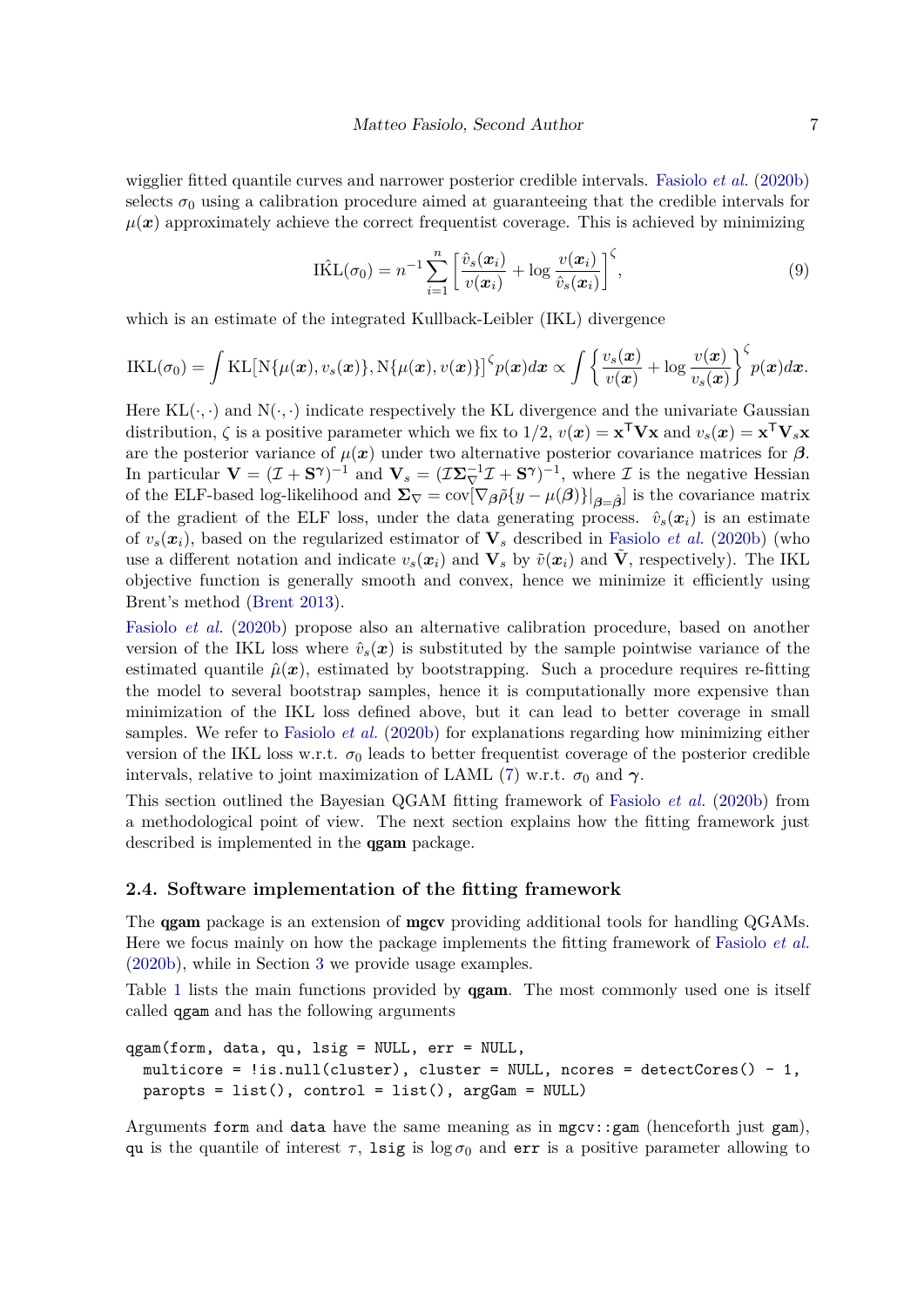wigglier fitted quantile curves and narrower posterior credible intervals. Fasiolo *et al.* (2020b) selects $\sigma_0$ using a calibration procedure aimed at guaranteeing that the credible intervals for $\mu(\boldsymbol{x})$ approximately achieve the correct frequentist coverage. This is achieved by minimizing

$$\hat{\text{IKL}}(\sigma_0) = n^{-1} \sum_{i=1}^{n} \left[ \frac{\hat{v}_s(\boldsymbol{x}_i)}{v(\boldsymbol{x}_i)} + \log \frac{v(\boldsymbol{x}_i)}{\hat{v}_s(\boldsymbol{x}_i)} \right]^{\zeta}, \tag{9}$$

which is an estimate of the integrated Kullback-Leibler (IKL) divergence

$$\text{IKL}(\sigma_0) = \int \text{KL}\big[\text{N}\{\mu(\boldsymbol{x}), v_s(\boldsymbol{x})\}, \text{N}\{\mu(\boldsymbol{x}), v(\boldsymbol{x})\}\big]^{\zeta} p(\boldsymbol{x}) d\boldsymbol{x} \propto \int \left\{ \frac{v_s(\boldsymbol{x})}{v(\boldsymbol{x})} + \log \frac{v(\boldsymbol{x})}{v_s(\boldsymbol{x})} \right\}^{\zeta} p(\boldsymbol{x}) d\boldsymbol{x}.$$

Here $\text{KL}(\cdot,\cdot)$ and $\text{N}(\cdot,\cdot)$ indicate respectively the KL divergence and the univariate Gaussian distribution, $\zeta$ is a positive parameter which we fix to $1/2$, $v(\boldsymbol{x}) = \mathbf{x}^{\mathsf{T}}\mathbf{V}\mathbf{x}$ and $v_s(\boldsymbol{x}) = \mathbf{x}^{\mathsf{T}}\mathbf{V}_s\mathbf{x}$ are the posterior variance of $\mu(\boldsymbol{x})$ under two alternative posterior covariance matrices for $\boldsymbol{\beta}$. In particular $\mathbf{V} = (\mathcal{I} + \mathbf{S}^{\boldsymbol{\gamma}})^{-1}$ and $\mathbf{V}_s = (\mathcal{I}\boldsymbol{\Sigma}_{\nabla}^{-1}\mathcal{I} + \mathbf{S}^{\boldsymbol{\gamma}})^{-1}$, where $\mathcal{I}$ is the negative Hessian of the ELF-based log-likelihood and $\boldsymbol{\Sigma}_{\nabla} = \text{cov}[\nabla_{\boldsymbol{\beta}}\tilde{\rho}\{y - \mu(\boldsymbol{\beta})\}|_{\boldsymbol{\beta}=\hat{\boldsymbol{\beta}}}]$ is the covariance matrix of the gradient of the ELF loss, under the data generating process. $\hat{v}_s(\boldsymbol{x}_i)$ is an estimate of $v_s(\boldsymbol{x}_i)$, based on the regularized estimator of $\mathbf{V}_s$ described in Fasiolo *et al.* (2020b) (who use a different notation and indicate $v_s(\boldsymbol{x}_i)$ and $\mathbf{V}_s$ by $\tilde{v}(\boldsymbol{x}_i)$ and $\tilde{\mathbf{V}}$, respectively). The IKL objective function is generally smooth and convex, hence we minimize it efficiently using Brent's method (Brent 2013).

Fasiolo *et al.* (2020b) propose also an alternative calibration procedure, based on another version of the IKL loss where $\hat{v}_s(\boldsymbol{x})$ is substituted by the sample pointwise variance of the estimated quantile $\hat{\mu}(\boldsymbol{x})$, estimated by bootstrapping. Such a procedure requires re-fitting the model to several bootstrap samples, hence it is computationally more expensive than minimization of the IKL loss defined above, but it can lead to better coverage in small samples. We refer to Fasiolo *et al.* (2020b) for explanations regarding how minimizing either version of the IKL loss w.r.t. $\sigma_0$ leads to better frequentist coverage of the posterior credible intervals, relative to joint maximization of LAML (7) w.r.t. $\sigma_0$ and $\boldsymbol{\gamma}$.

This section outlined the Bayesian QGAM fitting framework of Fasiolo *et al.* (2020b) from a methodological point of view. The next section explains how the fitting framework just described is implemented in the **qgam** package.

### 2.4. Software implementation of the fitting framework

The **qgam** package is an extension of **mgcv** providing additional tools for handling QGAMs. Here we focus mainly on how the package implements the fitting framework of Fasiolo *et al.* (2020b), while in Section 3 we provide usage examples.

Table 1 lists the main functions provided by **qgam**. The most commonly used one is itself called `qgam` and has the following arguments

```
qgam(form, data, qu, lsig = NULL, err = NULL,
  multicore = !is.null(cluster), cluster = NULL, ncores = detectCores() - 1,
  paropts = list(), control = list(), argGam = NULL)
```

Arguments `form` and `data` have the same meaning as in `mgcv::gam` (henceforth just `gam`), `qu` is the quantile of interest $\tau$, `lsig` is $\log \sigma_0$ and `err` is a positive parameter allowing to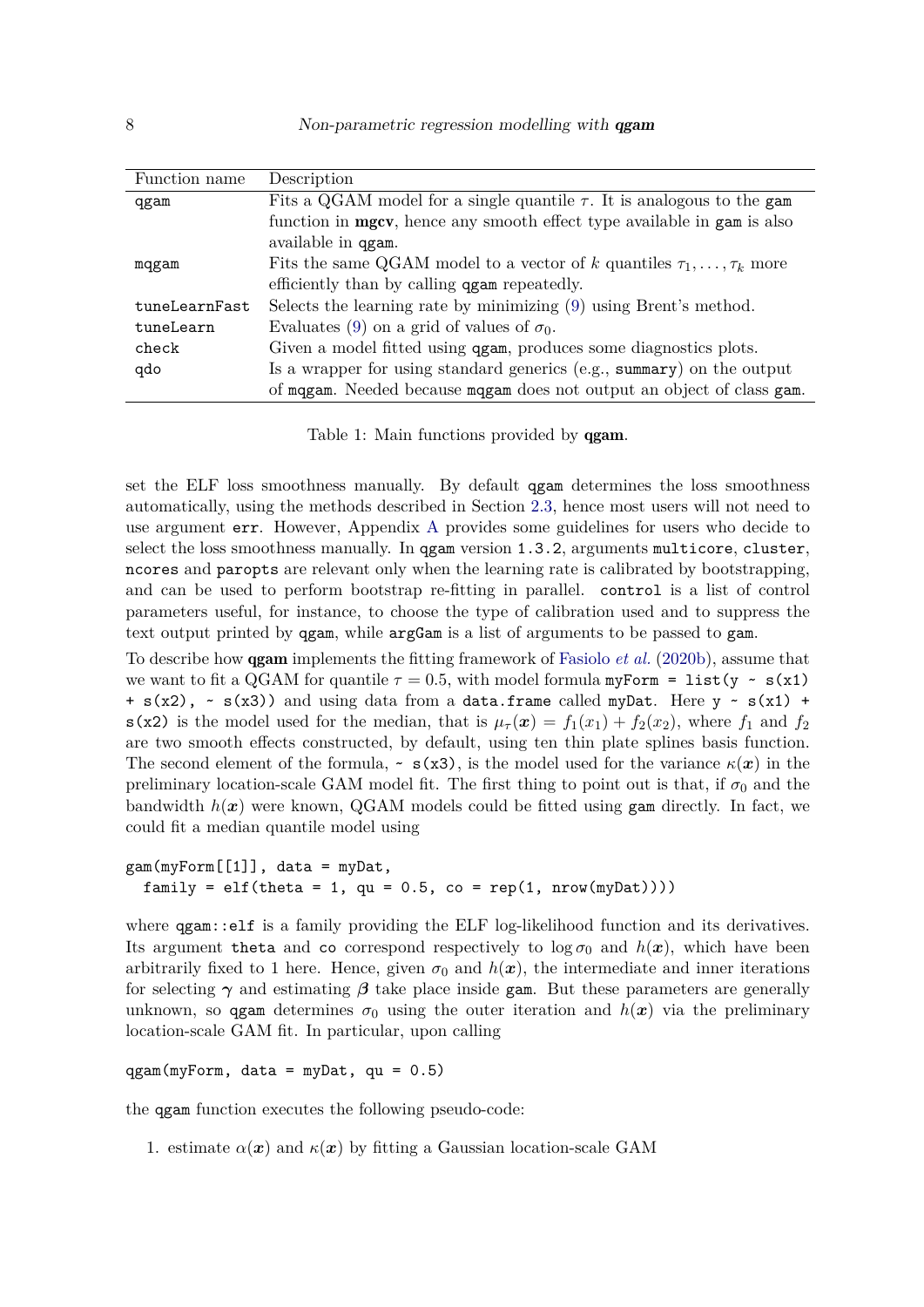| Function name | Description |
|---|---|
| `qgam` | Fits a QGAM model for a single quantile $\tau$. It is analogous to the `gam` function in **mgcv**, hence any smooth effect type available in `gam` is also available in `qgam`. |
| `mqgam` | Fits the same QGAM model to a vector of $k$ quantiles $\tau_1, \dots, \tau_k$ more efficiently than by calling `qgam` repeatedly. |
| `tuneLearnFast` | Selects the learning rate by minimizing (9) using Brent's method. |
| `tuneLearn` | Evaluates (9) on a grid of values of $\sigma_0$. |
| `check` | Given a model fitted using `qgam`, produces some diagnostics plots. |
| `qdo` | Is a wrapper for using standard generics (e.g., `summary`) on the output of `mqgam`. Needed because `mqgam` does not output an object of class `gam`. |

Table 1: Main functions provided by **qgam**.

set the ELF loss smoothness manually. By default `qgam` determines the loss smoothness automatically, using the methods described in Section 2.3, hence most users will not need to use argument `err`. However, Appendix A provides some guidelines for users who decide to select the loss smoothness manually. In `qgam` version `1.3.2`, arguments `multicore`, `cluster`, `ncores` and `paropts` are relevant only when the learning rate is calibrated by bootstrapping, and can be used to perform bootstrap re-fitting in parallel. `control` is a list of control parameters useful, for instance, to choose the type of calibration used and to suppress the text output printed by `qgam`, while `argGam` is a list of arguments to be passed to `gam`.

To describe how **qgam** implements the fitting framework of Fasiolo *et al.* (2020b), assume that we want to fit a QGAM for quantile $\tau = 0.5$, with model formula `myForm = list(y ~ s(x1) + s(x2), ~ s(x3))` and using data from a `data.frame` called `myDat`. Here `y ~ s(x1) + s(x2)` is the model used for the median, that is $\mu_\tau(\boldsymbol{x}) = f_1(x_1) + f_2(x_2)$, where $f_1$ and $f_2$ are two smooth effects constructed, by default, using ten thin plate splines basis function. The second element of the formula, `~ s(x3)`, is the model used for the variance $\kappa(\boldsymbol{x})$ in the preliminary location-scale GAM model fit. The first thing to point out is that, if $\sigma_0$ and the bandwidth $h(\boldsymbol{x})$ were known, QGAM models could be fitted using `gam` directly. In fact, we could fit a median quantile model using

```
gam(myForm[[1]], data = myDat,
  family = elf(theta = 1, qu = 0.5, co = rep(1, nrow(myDat))))
```

where `qgam::elf` is a family providing the ELF log-likelihood function and its derivatives. Its argument `theta` and `co` correspond respectively to $\log \sigma_0$ and $h(\boldsymbol{x})$, which have been arbitrarily fixed to 1 here. Hence, given $\sigma_0$ and $h(\boldsymbol{x})$, the intermediate and inner iterations for selecting $\boldsymbol{\gamma}$ and estimating $\boldsymbol{\beta}$ take place inside `gam`. But these parameters are generally unknown, so `qgam` determines $\sigma_0$ using the outer iteration and $h(\boldsymbol{x})$ via the preliminary location-scale GAM fit. In particular, upon calling

```
qgam(myForm, data = myDat, qu = 0.5)
```

the `qgam` function executes the following pseudo-code:

1. estimate $\alpha(\boldsymbol{x})$ and $\kappa(\boldsymbol{x})$ by fitting a Gaussian location-scale GAM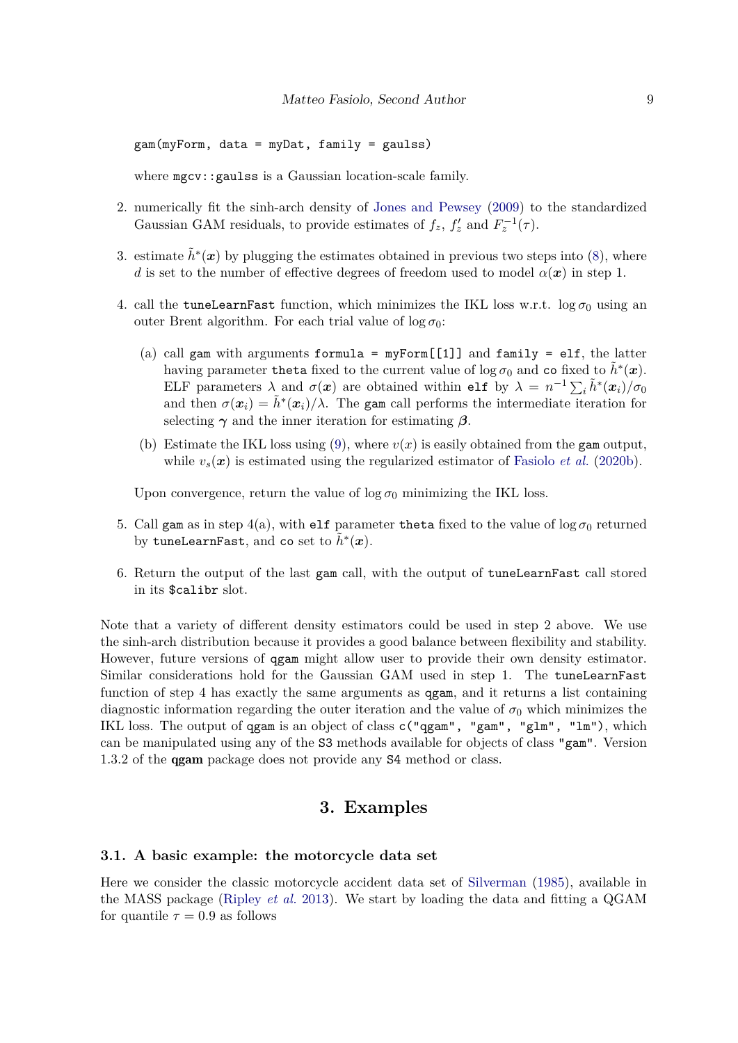```
gam(myForm, data = myDat, family = gaulss)
```

where `mgcv::gaulss` is a Gaussian location-scale family.

2. numerically fit the sinh-arch density of Jones and Pewsey (2009) to the standardized Gaussian GAM residuals, to provide estimates of $f_z$, $f_z'$ and $F_z^{-1}(\tau)$.

3. estimate $\tilde{h}^*(\boldsymbol{x})$ by plugging the estimates obtained in previous two steps into (8), where $d$ is set to the number of effective degrees of freedom used to model $\alpha(\boldsymbol{x})$ in step 1.

4. call the `tuneLearnFast` function, which minimizes the IKL loss w.r.t. $\log \sigma_0$ using an outer Brent algorithm. For each trial value of $\log \sigma_0$:

   (a) call `gam` with arguments `formula = myForm[[1]]` and `family = elf`, the latter having parameter `theta` fixed to the current value of $\log \sigma_0$ and `co` fixed to $\tilde{h}^*(\boldsymbol{x})$. ELF parameters $\lambda$ and $\sigma(\boldsymbol{x})$ are obtained within `elf` by $\lambda = n^{-1} \sum_i \tilde{h}^*(\boldsymbol{x}_i)/\sigma_0$ and then $\sigma(\boldsymbol{x}_i) = \tilde{h}^*(\boldsymbol{x}_i)/\lambda$. The `gam` call performs the intermediate iteration for selecting $\boldsymbol{\gamma}$ and the inner iteration for estimating $\boldsymbol{\beta}$.

   (b) Estimate the IKL loss using (9), where $v(x)$ is easily obtained from the `gam` output, while $v_s(\boldsymbol{x})$ is estimated using the regularized estimator of Fasiolo *et al.* (2020b).

   Upon convergence, return the value of $\log \sigma_0$ minimizing the IKL loss.

5. Call `gam` as in step 4(a), with `elf` parameter `theta` fixed to the value of $\log \sigma_0$ returned by `tuneLearnFast`, and `co` set to $\tilde{h}^*(\boldsymbol{x})$.

6. Return the output of the last `gam` call, with the output of `tuneLearnFast` call stored in its `$calibr` slot.

Note that a variety of different density estimators could be used in step 2 above. We use the sinh-arch distribution because it provides a good balance between flexibility and stability. However, future versions of `qgam` might allow user to provide their own density estimator. Similar considerations hold for the Gaussian GAM used in step 1. The `tuneLearnFast` function of step 4 has exactly the same arguments as `qgam`, and it returns a list containing diagnostic information regarding the outer iteration and the value of $\sigma_0$ which minimizes the IKL loss. The output of `qgam` is an object of class `c("qgam", "gam", "glm", "lm")`, which can be manipulated using any of the `S3` methods available for objects of class `"gam"`. Version 1.3.2 of the **qgam** package does not provide any `S4` method or class.

## 3. Examples

### 3.1. A basic example: the motorcycle data set

Here we consider the classic motorcycle accident data set of Silverman (1985), available in the MASS package (Ripley *et al.* 2013). We start by loading the data and fitting a QGAM for quantile $\tau = 0.9$ as follows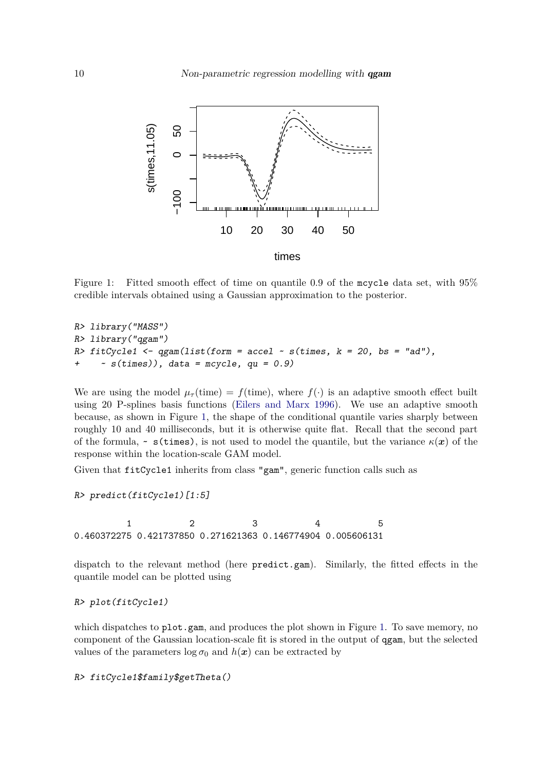Figure 1: Fitted smooth effect of time on quantile 0.9 of the `mcycle` data set, with 95% credible intervals obtained using a Gaussian approximation to the posterior.

```
R> library("MASS")
R> library("qgam")
R> fitCycle1 <- qgam(list(form = accel ~ s(times, k = 20, bs = "ad"),
+     ~ s(times)), data = mcycle, qu = 0.9)
```

We are using the model $\mu_\tau(\text{time}) = f(\text{time})$, where $f(\cdot)$ is an adaptive smooth effect built using 20 P-splines basis functions (Eilers and Marx 1996). We use an adaptive smooth because, as shown in Figure 1, the shape of the conditional quantile varies sharply between roughly 10 and 40 milliseconds, but it is otherwise quite flat. Recall that the second part of the formula, `~ s(times)`, is not used to model the quantile, but the variance $\kappa(\boldsymbol{x})$ of the response within the location-scale GAM model.

Given that `fitCycle1` inherits from class `"gam"`, generic function calls such as

```
R> predict(fitCycle1)[1:5]

          1           2           3           4           5 
0.460372275 0.421737850 0.271621363 0.146774904 0.005606131
```

dispatch to the relevant method (here `predict.gam`). Similarly, the fitted effects in the quantile model can be plotted using

```
R> plot(fitCycle1)
```

which dispatches to `plot.gam`, and produces the plot shown in Figure 1. To save memory, no component of the Gaussian location-scale fit is stored in the output of `qgam`, but the selected values of the parameters $\log \sigma_0$ and $h(\boldsymbol{x})$ can be extracted by

```
R> fitCycle1$family$getTheta()
```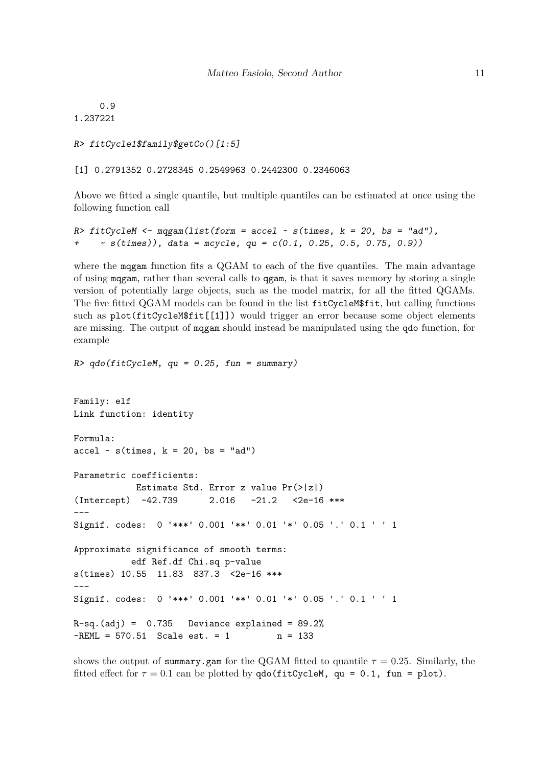```
     0.9
1.237221
```

```
R> fitCycle1$family$getCo()[1:5]
```

```
[1] 0.2791352 0.2728345 0.2549963 0.2442300 0.2346063
```

Above we fitted a single quantile, but multiple quantiles can be estimated at once using the following function call

```
R> fitCycleM <- mqgam(list(form = accel ~ s(times, k = 20, bs = "ad"),
+    ~ s(times)), data = mcycle, qu = c(0.1, 0.25, 0.5, 0.75, 0.9))
```

where the `mqgam` function fits a QGAM to each of the five quantiles. The main advantage of using `mqgam`, rather than several calls to `qgam`, is that it saves memory by storing a single version of potentially large objects, such as the model matrix, for all the fitted QGAMs. The five fitted QGAM models can be found in the list `fitCycleM$fit`, but calling functions such as `plot(fitCycleM$fit[[1]])` would trigger an error because some object elements are missing. The output of `mqgam` should instead be manipulated using the `qdo` function, for example

```
R> qdo(fitCycleM, qu = 0.25, fun = summary)
```

```
Family: elf
Link function: identity

Formula:
accel ~ s(times, k = 20, bs = "ad")

Parametric coefficients:
            Estimate Std. Error z value Pr(>|z|)
(Intercept)  -42.739      2.016   -21.2   <2e-16 ***
---
Signif. codes:  0 '***' 0.001 '**' 0.01 '*' 0.05 '.' 0.1 ' ' 1

Approximate significance of smooth terms:
           edf Ref.df Chi.sq p-value
s(times) 10.55  11.83  837.3  <2e-16 ***
---
Signif. codes:  0 '***' 0.001 '**' 0.01 '*' 0.05 '.' 0.1 ' ' 1

R-sq.(adj) =  0.735   Deviance explained = 89.2%
-REML = 570.51  Scale est. = 1         n = 133
```

shows the output of `summary.gam` for the QGAM fitted to quantile $\tau = 0.25$. Similarly, the fitted effect for $\tau = 0.1$ can be plotted by `qdo(fitCycleM, qu = 0.1, fun = plot)`.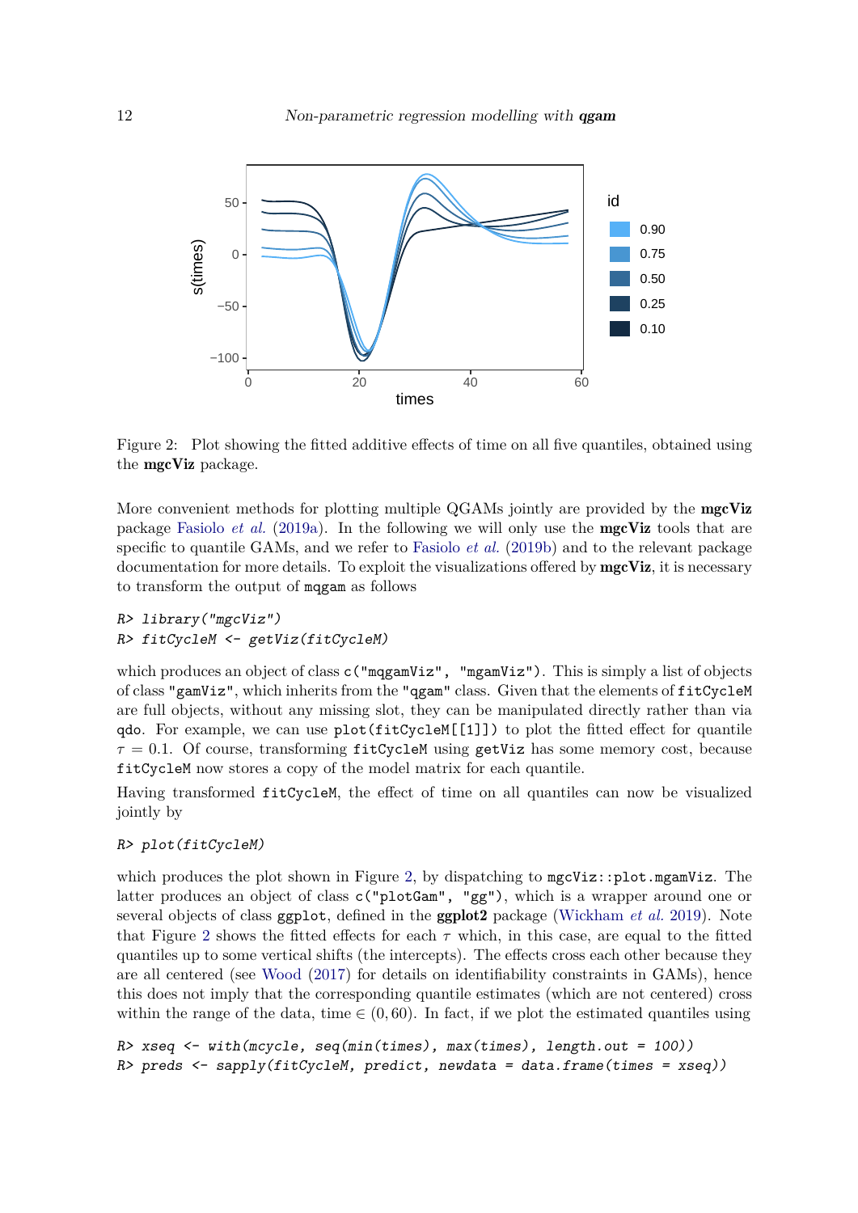Figure 2: Plot showing the fitted additive effects of time on all five quantiles, obtained using the **mgcViz** package.

More convenient methods for plotting multiple QGAMs jointly are provided by the **mgcViz** package Fasiolo *et al.* (2019a). In the following we will only use the **mgcViz** tools that are specific to quantile GAMs, and we refer to Fasiolo *et al.* (2019b) and to the relevant package documentation for more details. To exploit the visualizations offered by **mgcViz**, it is necessary to transform the output of `mqgam` as follows

```
R> library("mgcViz")
R> fitCycleM <- getViz(fitCycleM)
```

which produces an object of class `c("mqgamViz", "mgamViz")`. This is simply a list of objects of class `"gamViz"`, which inherits from the `"qgam"` class. Given that the elements of `fitCycleM` are full objects, without any missing slot, they can be manipulated directly rather than via `qdo`. For example, we can use `plot(fitCycleM[[1]])` to plot the fitted effect for quantile $\tau = 0.1$. Of course, transforming `fitCycleM` using `getViz` has some memory cost, because `fitCycleM` now stores a copy of the model matrix for each quantile.

Having transformed `fitCycleM`, the effect of time on all quantiles can now be visualized jointly by

```
R> plot(fitCycleM)
```

which produces the plot shown in Figure 2, by dispatching to `mgcViz::plot.mgamViz`. The latter produces an object of class `c("plotGam", "gg")`, which is a wrapper around one or several objects of class `ggplot`, defined in the **ggplot2** package (Wickham *et al.* 2019). Note that Figure 2 shows the fitted effects for each $\tau$ which, in this case, are equal to the fitted quantiles up to some vertical shifts (the intercepts). The effects cross each other because they are all centered (see Wood (2017) for details on identifiability constraints in GAMs), hence this does not imply that the corresponding quantile estimates (which are not centered) cross within the range of the data, time $\in (0, 60)$. In fact, if we plot the estimated quantiles using

```
R> xseq <- with(mcycle, seq(min(times), max(times), length.out = 100))
R> preds <- sapply(fitCycleM, predict, newdata = data.frame(times = xseq))
```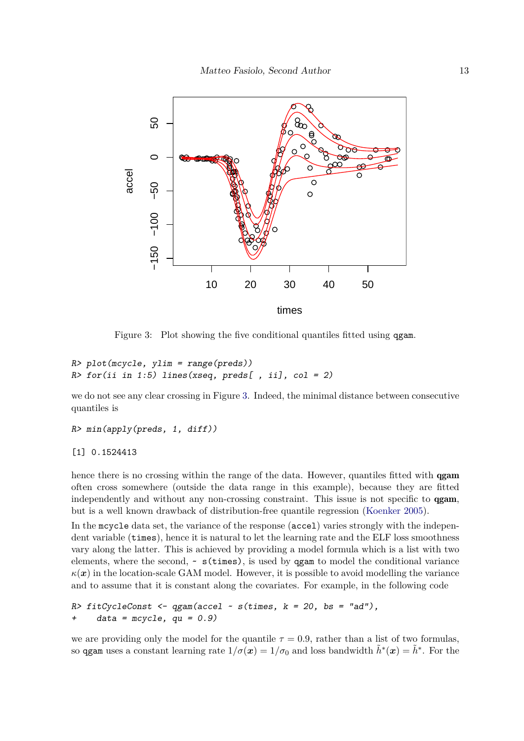Figure 3: Plot showing the five conditional quantiles fitted using `qgam`.

```
R> plot(mcycle, ylim = range(preds))
R> for(ii in 1:5) lines(xseq, preds[ , ii], col = 2)
```

we do not see any clear crossing in Figure 3. Indeed, the minimal distance between consecutive quantiles is

```
R> min(apply(preds, 1, diff))
```

```
[1] 0.1524413
```

hence there is no crossing within the range of the data. However, quantiles fitted with **qgam** often cross somewhere (outside the data range in this example), because they are fitted independently and without any non-crossing constraint. This issue is not specific to **qgam**, but is a well known drawback of distribution-free quantile regression (Koenker 2005).

In the `mcycle` data set, the variance of the response (`accel`) varies strongly with the independent variable (`times`), hence it is natural to let the learning rate and the ELF loss smoothness vary along the latter. This is achieved by providing a model formula which is a list with two elements, where the second, `~ s(times)`, is used by `qgam` to model the conditional variance $\kappa(\boldsymbol{x})$ in the location-scale GAM model. However, it is possible to avoid modelling the variance and to assume that it is constant along the covariates. For example, in the following code

```
R> fitCycleConst <- qgam(accel ~ s(times, k = 20, bs = "ad"),
+     data = mcycle, qu = 0.9)
```

we are providing only the model for the quantile $\tau = 0.9$, rather than a list of two formulas, so `qgam` uses a constant learning rate $1/\sigma(\boldsymbol{x}) = 1/\sigma_0$ and loss bandwidth $\tilde{h}^*(\boldsymbol{x}) = \tilde{h}^*$. For the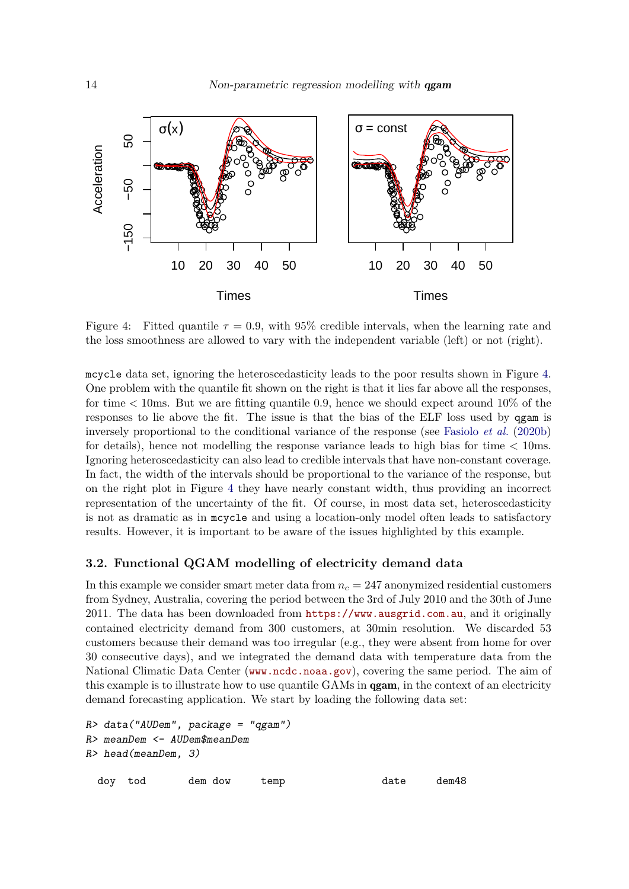Figure 4: Fitted quantile $\tau = 0.9$, with 95% credible intervals, when the learning rate and the loss smoothness are allowed to vary with the independent variable (left) or not (right).

mcycle data set, ignoring the heteroscedasticity leads to the poor results shown in Figure 4. One problem with the quantile fit shown on the right is that it lies far above all the responses, for time $<$ 10ms. But we are fitting quantile 0.9, hence we should expect around 10% of the responses to lie above the fit. The issue is that the bias of the ELF loss used by qgam is inversely proportional to the conditional variance of the response (see Fasiolo *et al.* (2020b) for details), hence not modelling the response variance leads to high bias for time $<$ 10ms. Ignoring heteroscedasticity can also lead to credible intervals that have non-constant coverage. In fact, the width of the intervals should be proportional to the variance of the response, but on the right plot in Figure 4 they have nearly constant width, thus providing an incorrect representation of the uncertainty of the fit. Of course, in most data set, heteroscedasticity is not as dramatic as in mcycle and using a location-only model often leads to satisfactory results. However, it is important to be aware of the issues highlighted by this example.

### 3.2. Functional QGAM modelling of electricity demand data

In this example we consider smart meter data from $n_c = 247$ anonymized residential customers from Sydney, Australia, covering the period between the 3rd of July 2010 and the 30th of June 2011. The data has been downloaded from https://www.ausgrid.com.au, and it originally contained electricity demand from 300 customers, at 30min resolution. We discarded 53 customers because their demand was too irregular (e.g., they were absent from home for over 30 consecutive days), and we integrated the demand data with temperature data from the National Climatic Data Center (www.ncdc.noaa.gov), covering the same period. The aim of this example is to illustrate how to use quantile GAMs in **qgam**, in the context of an electricity demand forecasting application. We start by loading the following data set:

```
R> data("AUDem", package = "qgam")
R> meanDem <- AUDem$meanDem
R> head(meanDem, 3)

  doy  tod       dem dow      temp                  date      dem48
```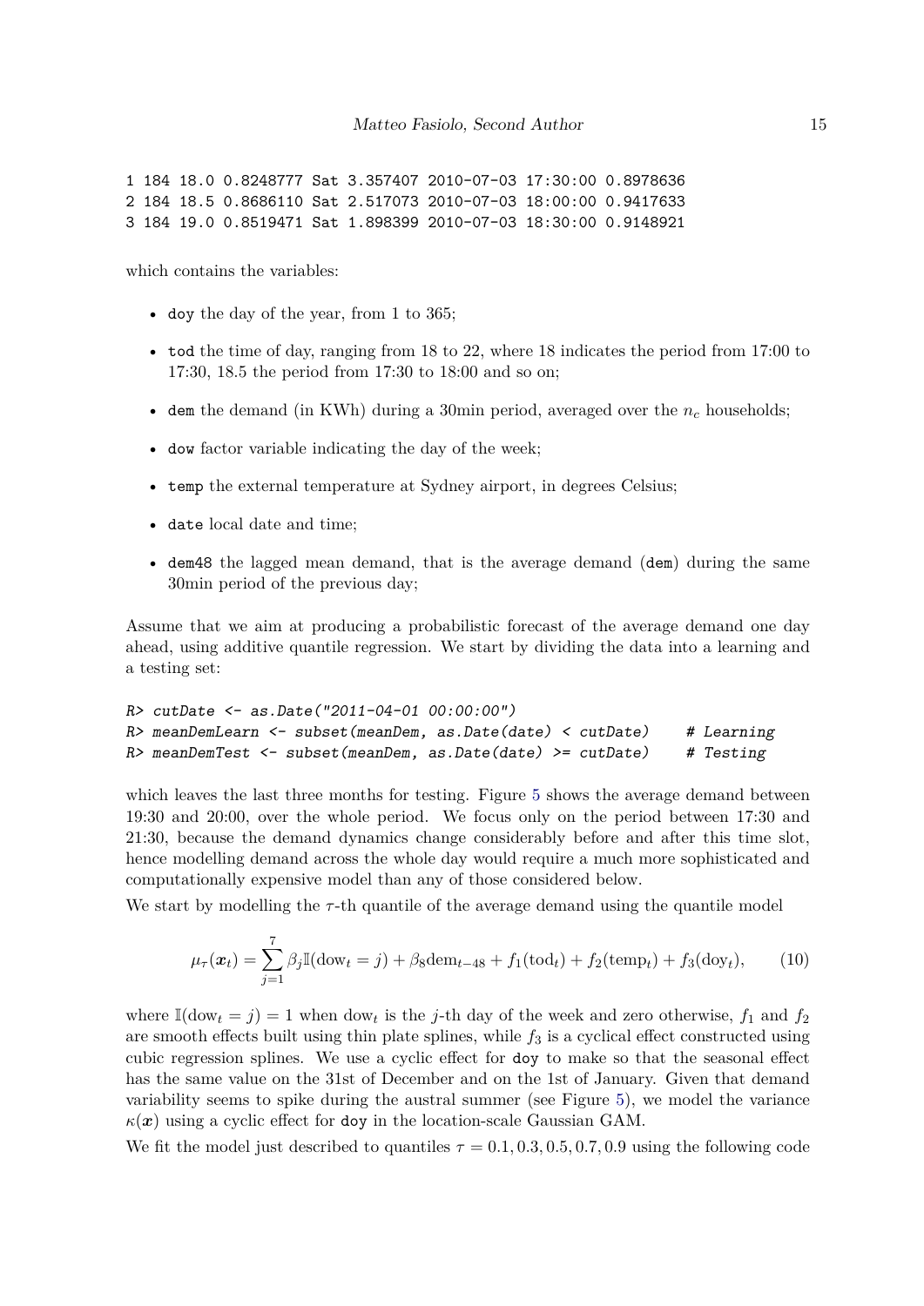```
1 184 18.0 0.8248777 Sat 3.357407 2010-07-03 17:30:00 0.8978636
2 184 18.5 0.8686110 Sat 2.517073 2010-07-03 18:00:00 0.9417633
3 184 19.0 0.8519471 Sat 1.898399 2010-07-03 18:30:00 0.9148921
```

which contains the variables:

- `doy` the day of the year, from 1 to 365;
- `tod` the time of day, ranging from 18 to 22, where 18 indicates the period from 17:00 to 17:30, 18.5 the period from 17:30 to 18:00 and so on;
- `dem` the demand (in KWh) during a 30min period, averaged over the $n_c$ households;
- `dow` factor variable indicating the day of the week;
- `temp` the external temperature at Sydney airport, in degrees Celsius;
- `date` local date and time;
- `dem48` the lagged mean demand, that is the average demand (`dem`) during the same 30min period of the previous day;

Assume that we aim at producing a probabilistic forecast of the average demand one day ahead, using additive quantile regression. We start by dividing the data into a learning and a testing set:

```
R> cutDate <- as.Date("2011-04-01 00:00:00")
R> meanDemLearn <- subset(meanDem, as.Date(date) < cutDate)    # Learning
R> meanDemTest <- subset(meanDem, as.Date(date) >= cutDate)    # Testing
```

which leaves the last three months for testing. Figure 5 shows the average demand between 19:30 and 20:00, over the whole period. We focus only on the period between 17:30 and 21:30, because the demand dynamics change considerably before and after this time slot, hence modelling demand across the whole day would require a much more sophisticated and computationally expensive model than any of those considered below.

We start by modelling the $\tau$-th quantile of the average demand using the quantile model

$$\mu_\tau(\boldsymbol{x}_t) = \sum_{j=1}^{7} \beta_j \mathbb{I}(\text{dow}_t = j) + \beta_8 \text{dem}_{t-48} + f_1(\text{tod}_t) + f_2(\text{temp}_t) + f_3(\text{doy}_t), \tag{10}$$

where $\mathbb{I}(\text{dow}_t = j) = 1$ when $\text{dow}_t$ is the $j$-th day of the week and zero otherwise, $f_1$ and $f_2$ are smooth effects built using thin plate splines, while $f_3$ is a cyclical effect constructed using cubic regression splines. We use a cyclic effect for `doy` to make so that the seasonal effect has the same value on the 31st of December and on the 1st of January. Given that demand variability seems to spike during the austral summer (see Figure 5), we model the variance $\kappa(\boldsymbol{x})$ using a cyclic effect for `doy` in the location-scale Gaussian GAM.

We fit the model just described to quantiles $\tau = 0.1, 0.3, 0.5, 0.7, 0.9$ using the following code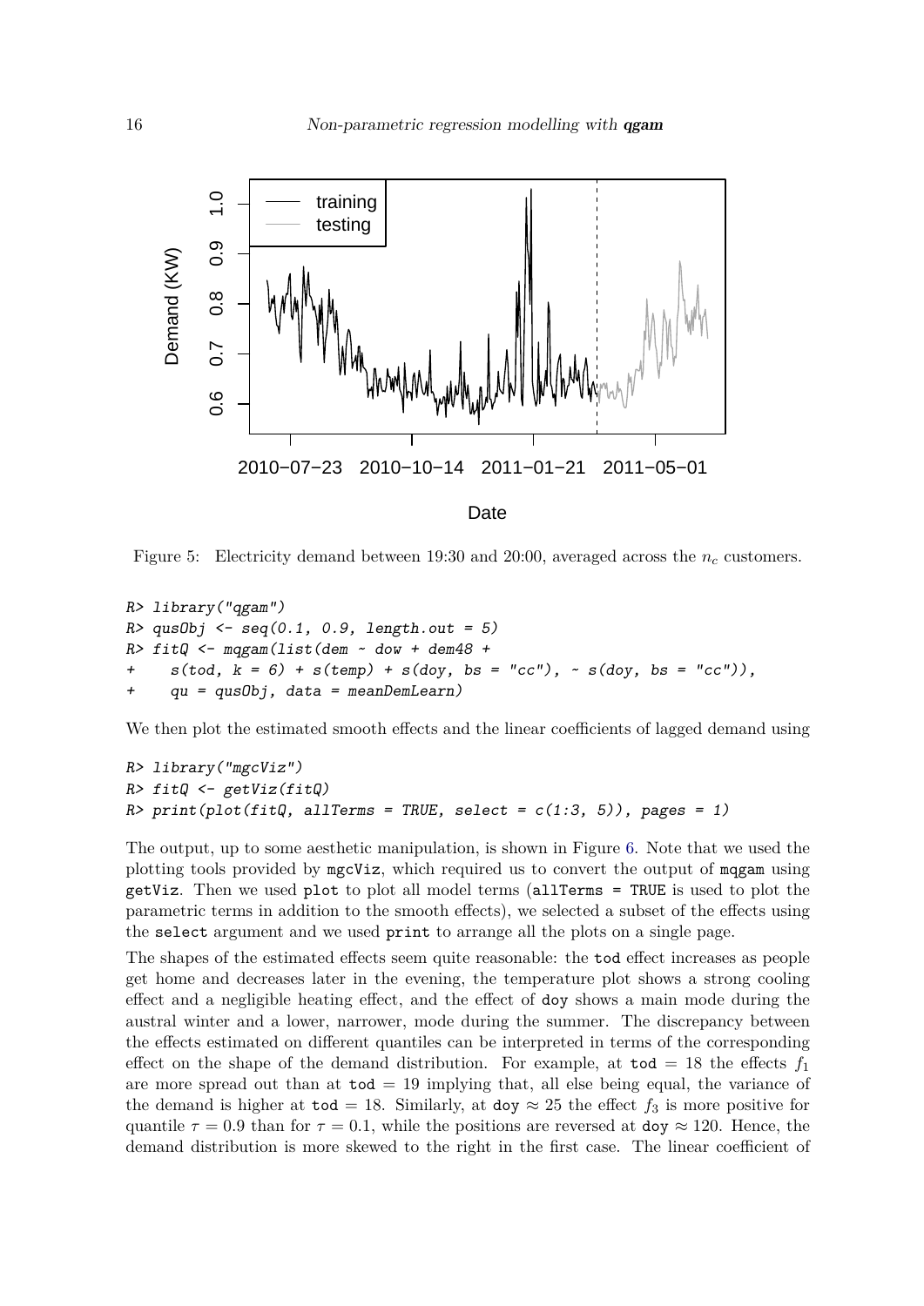Figure 5: Electricity demand between 19:30 and 20:00, averaged across the $n_c$ customers.

```
R> library("qgam")
R> qusObj <- seq(0.1, 0.9, length.out = 5)
R> fitQ <- mqgam(list(dem ~ dow + dem48 +
+     s(tod, k = 6) + s(temp) + s(doy, bs = "cc"), ~ s(doy, bs = "cc")),
+     qu = qusObj, data = meanDemLearn)
```

We then plot the estimated smooth effects and the linear coefficients of lagged demand using

```
R> library("mgcViz")
R> fitQ <- getViz(fitQ)
R> print(plot(fitQ, allTerms = TRUE, select = c(1:3, 5)), pages = 1)
```

The output, up to some aesthetic manipulation, is shown in Figure 6. Note that we used the plotting tools provided by `mgcViz`, which required us to convert the output of `mqgam` using `getViz`. Then we used `plot` to plot all model terms (`allTerms = TRUE` is used to plot the parametric terms in addition to the smooth effects), we selected a subset of the effects using the `select` argument and we used `print` to arrange all the plots on a single page.

The shapes of the estimated effects seem quite reasonable: the `tod` effect increases as people get home and decreases later in the evening, the temperature plot shows a strong cooling effect and a negligible heating effect, and the effect of `doy` shows a main mode during the austral winter and a lower, narrower, mode during the summer. The discrepancy between the effects estimated on different quantiles can be interpreted in terms of the corresponding effect on the shape of the demand distribution. For example, at `tod` $= 18$ the effects $f_1$ are more spread out than at `tod` $= 19$ implying that, all else being equal, the variance of the demand is higher at `tod` $= 18$. Similarly, at `doy` $\approx 25$ the effect $f_3$ is more positive for quantile $\tau = 0.9$ than for $\tau = 0.1$, while the positions are reversed at `doy` $\approx 120$. Hence, the demand distribution is more skewed to the right in the first case. The linear coefficient of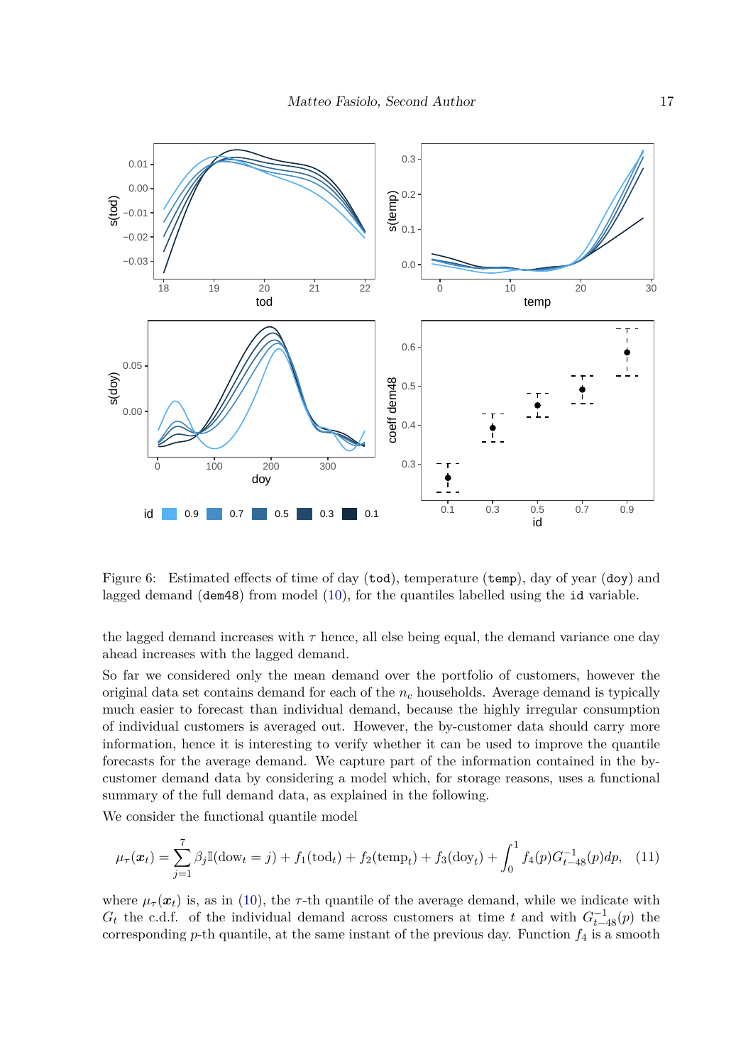Figure 6: Estimated effects of time of day (`tod`), temperature (`temp`), day of year (`doy`) and lagged demand (`dem48`) from model (10), for the quantiles labelled using the `id` variable.

the lagged demand increases with $\tau$ hence, all else being equal, the demand variance one day ahead increases with the lagged demand.

So far we considered only the mean demand over the portfolio of customers, however the original data set contains demand for each of the $n_c$ households. Average demand is typically much easier to forecast than individual demand, because the highly irregular consumption of individual customers is averaged out. However, the by-customer data should carry more information, hence it is interesting to verify whether it can be used to improve the quantile forecasts for the average demand. We capture part of the information contained in the by-customer demand data by considering a model which, for storage reasons, uses a functional summary of the full demand data, as explained in the following.

We consider the functional quantile model

$$\mu_\tau(\boldsymbol{x}_t) = \sum_{j=1}^{7} \beta_j \mathbb{I}(\text{dow}_t = j) + f_1(\text{tod}_t) + f_2(\text{temp}_t) + f_3(\text{doy}_t) + \int_0^1 f_4(p) G_{t-48}^{-1}(p) dp, \quad (11)$$

where $\mu_\tau(\boldsymbol{x}_t)$ is, as in (10), the $\tau$-th quantile of the average demand, while we indicate with $G_t$ the c.d.f. of the individual demand across customers at time $t$ and with $G_{t-48}^{-1}(p)$ the corresponding $p$-th quantile, at the same instant of the previous day. Function $f_4$ is a smooth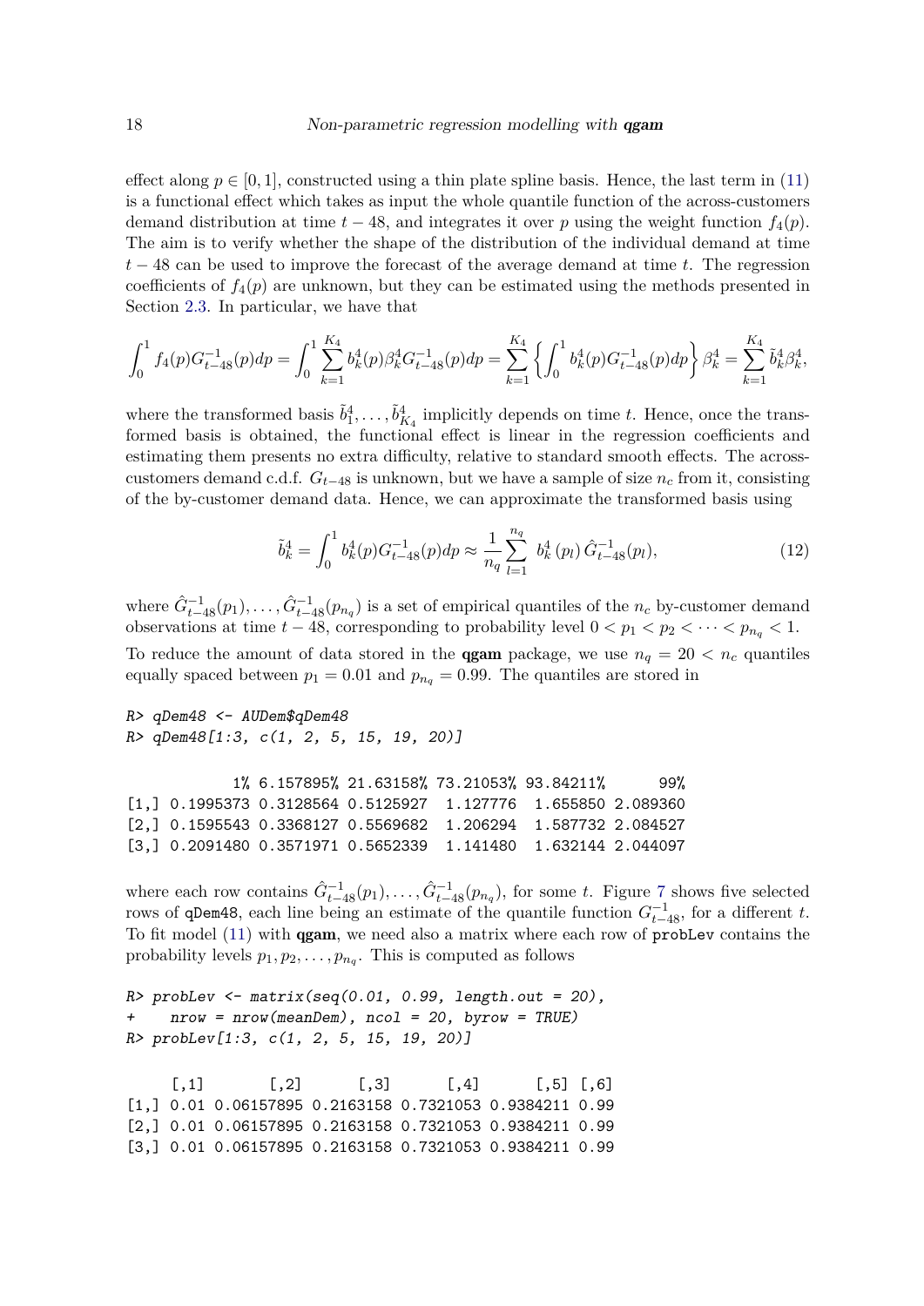effect along $p \in [0, 1]$, constructed using a thin plate spline basis. Hence, the last term in (11) is a functional effect which takes as input the whole quantile function of the across-customers demand distribution at time $t - 48$, and integrates it over $p$ using the weight function $f_4(p)$. The aim is to verify whether the shape of the distribution of the individual demand at time $t - 48$ can be used to improve the forecast of the average demand at time $t$. The regression coefficients of $f_4(p)$ are unknown, but they can be estimated using the methods presented in Section 2.3. In particular, we have that

$$\int_0^1 f_4(p) G_{t-48}^{-1}(p) dp = \int_0^1 \sum_{k=1}^{K_4} b_k^4(p) \beta_k^4 G_{t-48}^{-1}(p) dp = \sum_{k=1}^{K_4} \left\{ \int_0^1 b_k^4(p) G_{t-48}^{-1}(p) dp \right\} \beta_k^4 = \sum_{k=1}^{K_4} \tilde{b}_k^4 \beta_k^4,$$

where the transformed basis $\tilde{b}_1^4, \dots, \tilde{b}_{K_4}^4$ implicitly depends on time $t$. Hence, once the transformed basis is obtained, the functional effect is linear in the regression coefficients and estimating them presents no extra difficulty, relative to standard smooth effects. The across-customers demand c.d.f. $G_{t-48}$ is unknown, but we have a sample of size $n_c$ from it, consisting of the by-customer demand data. Hence, we can approximate the transformed basis using

$$\tilde{b}_k^4 = \int_0^1 b_k^4(p) G_{t-48}^{-1}(p) dp \approx \frac{1}{n_q} \sum_{l=1}^{n_q} b_k^4(p_l) \hat{G}_{t-48}^{-1}(p_l), \tag{12}$$

where $\hat{G}_{t-48}^{-1}(p_1), \dots, \hat{G}_{t-48}^{-1}(p_{n_q})$ is a set of empirical quantiles of the $n_c$ by-customer demand observations at time $t - 48$, corresponding to probability level $0 < p_1 < p_2 < \dots < p_{n_q} < 1$.

To reduce the amount of data stored in the **qgam** package, we use $n_q = 20 < n_c$ quantiles equally spaced between $p_1 = 0.01$ and $p_{n_q} = 0.99$. The quantiles are stored in

```
R> qDem48 <- AUDem$qDem48
R> qDem48[1:3, c(1, 2, 5, 15, 19, 20)]

            1% 6.157895% 21.63158% 73.21053% 93.84211%      99%
[1,] 0.1995373 0.3128564 0.5125927  1.127776  1.655850 2.089360
[2,] 0.1595543 0.3368127 0.5569682  1.206294  1.587732 2.084527
[3,] 0.2091480 0.3571971 0.5652339  1.141480  1.632144 2.044097
```

where each row contains $\hat{G}_{t-48}^{-1}(p_1), \dots, \hat{G}_{t-48}^{-1}(p_{n_q})$, for some $t$. Figure 7 shows five selected rows of `qDem48`, each line being an estimate of the quantile function $G_{t-48}^{-1}$, for a different $t$. To fit model (11) with **qgam**, we need also a matrix where each row of `probLev` contains the probability levels $p_1, p_2, \dots, p_{n_q}$. This is computed as follows

```
R> probLev <- matrix(seq(0.01, 0.99, length.out = 20),
+    nrow = nrow(meanDem), ncol = 20, byrow = TRUE)
R> probLev[1:3, c(1, 2, 5, 15, 19, 20)]

     [,1]       [,2]      [,3]      [,4]      [,5] [,6]
[1,] 0.01 0.06157895 0.2163158 0.7321053 0.9384211 0.99
[2,] 0.01 0.06157895 0.2163158 0.7321053 0.9384211 0.99
[3,] 0.01 0.06157895 0.2163158 0.7321053 0.9384211 0.99
```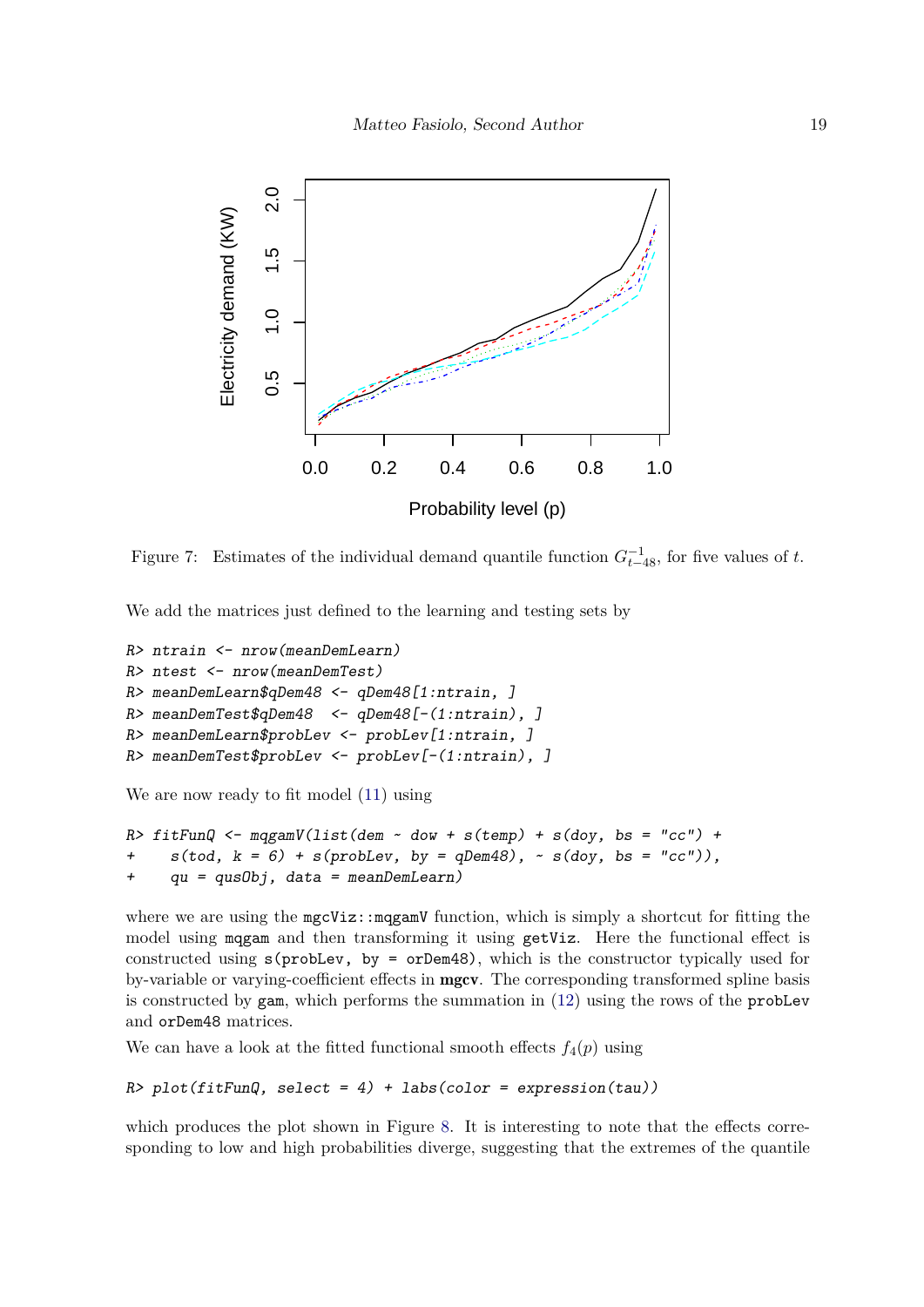Figure 7: Estimates of the individual demand quantile function $G^{-1}_{t-48}$, for five values of $t$.

We add the matrices just defined to the learning and testing sets by

```
R> ntrain <- nrow(meanDemLearn)
R> ntest <- nrow(meanDemTest)
R> meanDemLearn$qDem48 <- qDem48[1:ntrain, ]
R> meanDemTest$qDem48  <- qDem48[-(1:ntrain), ]
R> meanDemLearn$probLev <- probLev[1:ntrain, ]
R> meanDemTest$probLev <- probLev[-(1:ntrain), ]
```

We are now ready to fit model (11) using

```
R> fitFunQ <- mqgamV(list(dem ~ dow + s(temp) + s(doy, bs = "cc") +
+    s(tod, k = 6) + s(probLev, by = qDem48), ~ s(doy, bs = "cc")),
+    qu = qusObj, data = meanDemLearn)
```

where we are using the `mgcViz::mqgamV` function, which is simply a shortcut for fitting the model using `mqgam` and then transforming it using `getViz`. Here the functional effect is constructed using `s(probLev, by = orDem48)`, which is the constructor typically used for by-variable or varying-coefficient effects in **mgcv**. The corresponding transformed spline basis is constructed by `gam`, which performs the summation in (12) using the rows of the `probLev` and `orDem48` matrices.

We can have a look at the fitted functional smooth effects $f_4(p)$ using

```
R> plot(fitFunQ, select = 4) + labs(color = expression(tau))
```

which produces the plot shown in Figure 8. It is interesting to note that the effects corresponding to low and high probabilities diverge, suggesting that the extremes of the quantile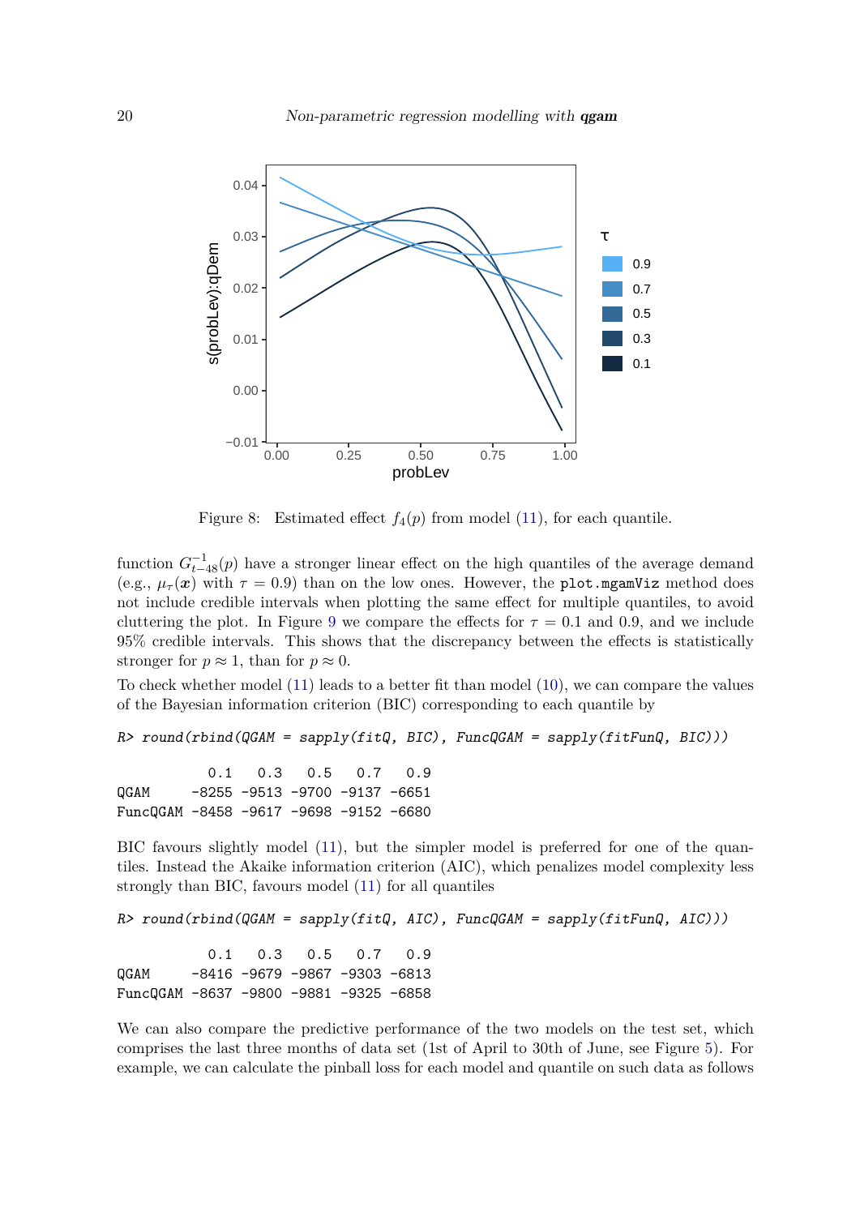Figure 8: Estimated effect $f_4(p)$ from model (11), for each quantile.

function $G^{-1}_{t-48}(p)$ have a stronger linear effect on the high quantiles of the average demand (e.g., $\mu_\tau(\boldsymbol{x})$ with $\tau = 0.9$) than on the low ones. However, the `plot.mgamViz` method does not include credible intervals when plotting the same effect for multiple quantiles, to avoid cluttering the plot. In Figure 9 we compare the effects for $\tau = 0.1$ and 0.9, and we include 95% credible intervals. This shows that the discrepancy between the effects is statistically stronger for $p \approx 1$, than for $p \approx 0$.

To check whether model (11) leads to a better fit than model (10), we can compare the values of the Bayesian information criterion (BIC) corresponding to each quantile by

```
R> round(rbind(QGAM = sapply(fitQ, BIC), FuncQGAM = sapply(fitFunQ, BIC)))
```

```
           0.1   0.3   0.5   0.7   0.9
QGAM     -8255 -9513 -9700 -9137 -6651
FuncQGAM -8458 -9617 -9698 -9152 -6680
```

BIC favours slightly model (11), but the simpler model is preferred for one of the quantiles. Instead the Akaike information criterion (AIC), which penalizes model complexity less strongly than BIC, favours model (11) for all quantiles

```
R> round(rbind(QGAM = sapply(fitQ, AIC), FuncQGAM = sapply(fitFunQ, AIC)))
```

```
           0.1   0.3   0.5   0.7   0.9
QGAM     -8416 -9679 -9867 -9303 -6813
FuncQGAM -8637 -9800 -9881 -9325 -6858
```

We can also compare the predictive performance of the two models on the test set, which comprises the last three months of data set (1st of April to 30th of June, see Figure 5). For example, we can calculate the pinball loss for each model and quantile on such data as follows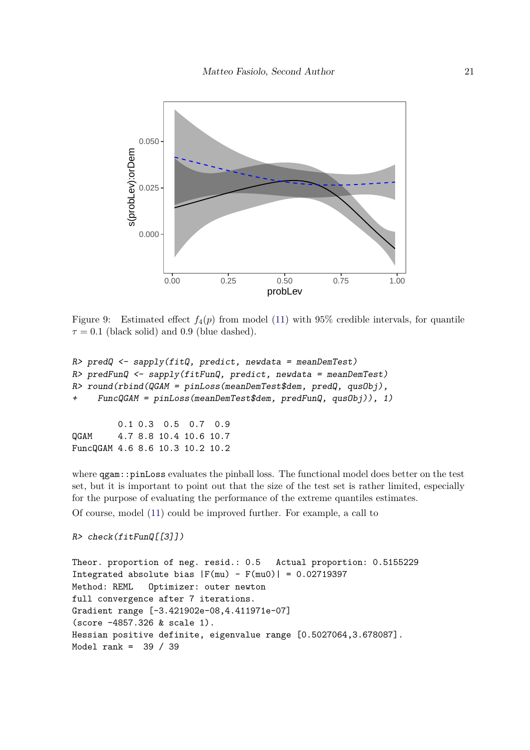Figure 9: Estimated effect $f_4(p)$ from model (11) with 95% credible intervals, for quantile $\tau = 0.1$ (black solid) and 0.9 (blue dashed).

```
R> predQ <- sapply(fitQ, predict, newdata = meanDemTest)
R> predFunQ <- sapply(fitFunQ, predict, newdata = meanDemTest)
R> round(rbind(QGAM = pinLoss(meanDemTest$dem, predQ, qusObj),
+    FuncQGAM = pinLoss(meanDemTest$dem, predFunQ, qusObj)), 1)
```

```
         0.1 0.3  0.5  0.7  0.9
QGAM     4.7 8.8 10.4 10.6 10.7
FuncQGAM 4.6 8.6 10.3 10.2 10.2
```

where `qgam::pinLoss` evaluates the pinball loss. The functional model does better on the test set, but it is important to point out that the size of the test set is rather limited, especially for the purpose of evaluating the performance of the extreme quantiles estimates.

Of course, model (11) could be improved further. For example, a call to

```
R> check(fitFunQ[[3]])
```

```
Theor. proportion of neg. resid.: 0.5   Actual proportion: 0.5155229
Integrated absolute bias |F(mu) - F(mu0)| = 0.02719397
Method: REML   Optimizer: outer newton
full convergence after 7 iterations.
Gradient range [-3.421902e-08,4.411971e-07]
(score -4857.326 & scale 1).
Hessian positive definite, eigenvalue range [0.5027064,3.678087].
Model rank =  39 / 39
```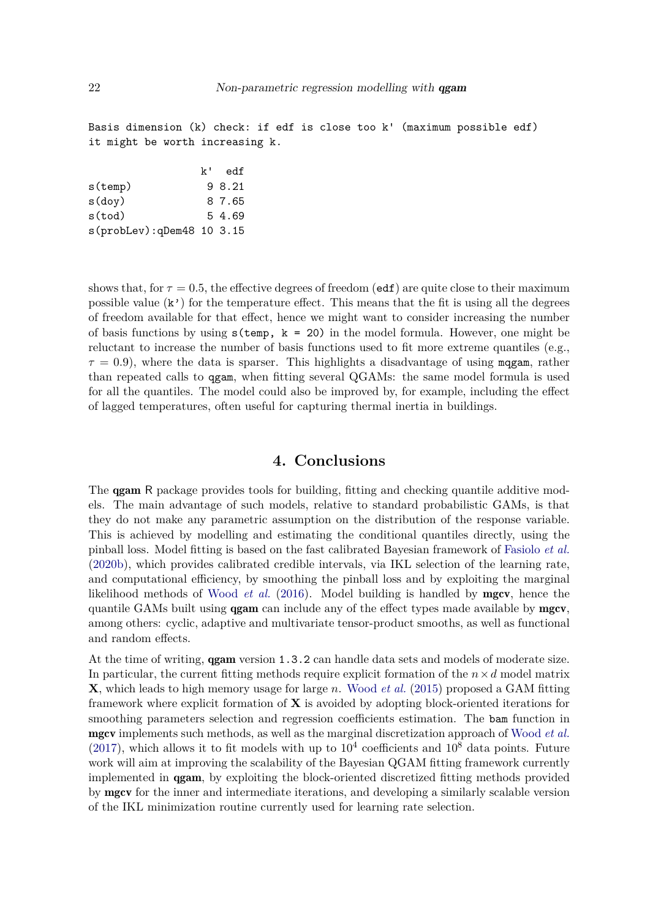```
Basis dimension (k) check: if edf is close too k' (maximum possible edf)
it might be worth increasing k.

                    k'  edf
s(temp)              9 8.21
s(doy)               8 7.65
s(tod)               5 4.69
s(probLev):qDem48   10 3.15
```

shows that, for $\tau = 0.5$, the effective degrees of freedom (`edf`) are quite close to their maximum possible value (`k'`) for the temperature effect. This means that the fit is using all the degrees of freedom available for that effect, hence we might want to consider increasing the number of basis functions by using `s(temp, k = 20)` in the model formula. However, one might be reluctant to increase the number of basis functions used to fit more extreme quantiles (e.g., $\tau = 0.9$), where the data is sparser. This highlights a disadvantage of using `mqgam`, rather than repeated calls to `qgam`, when fitting several QGAMs: the same model formula is used for all the quantiles. The model could also be improved by, for example, including the effect of lagged temperatures, often useful for capturing thermal inertia in buildings.

# 4. Conclusions

The **qgam** R package provides tools for building, fitting and checking quantile additive models. The main advantage of such models, relative to standard probabilistic GAMs, is that they do not make any parametric assumption on the distribution of the response variable. This is achieved by modelling and estimating the conditional quantiles directly, using the pinball loss. Model fitting is based on the fast calibrated Bayesian framework of Fasiolo *et al.* (2020b), which provides calibrated credible intervals, via IKL selection of the learning rate, and computational efficiency, by smoothing the pinball loss and by exploiting the marginal likelihood methods of Wood *et al.* (2016). Model building is handled by **mgcv**, hence the quantile GAMs built using **qgam** can include any of the effect types made available by **mgcv**, among others: cyclic, adaptive and multivariate tensor-product smooths, as well as functional and random effects.

At the time of writing, **qgam** version `1.3.2` can handle data sets and models of moderate size. In particular, the current fitting methods require explicit formation of the $n \times d$ model matrix $\mathbf{X}$, which leads to high memory usage for large $n$. Wood *et al.* (2015) proposed a GAM fitting framework where explicit formation of $\mathbf{X}$ is avoided by adopting block-oriented iterations for smoothing parameters selection and regression coefficients estimation. The `bam` function in **mgcv** implements such methods, as well as the marginal discretization approach of Wood *et al.* (2017), which allows it to fit models with up to $10^4$ coefficients and $10^8$ data points. Future work will aim at improving the scalability of the Bayesian QGAM fitting framework currently implemented in **qgam**, by exploiting the block-oriented discretized fitting methods provided by **mgcv** for the inner and intermediate iterations, and developing a similarly scalable version of the IKL minimization routine currently used for learning rate selection.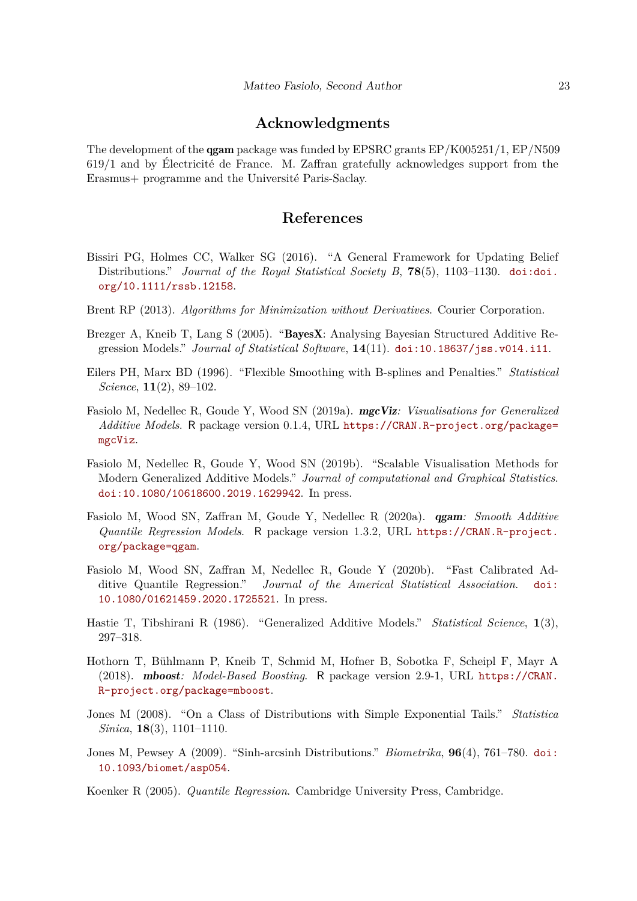## Acknowledgments

The development of the **qgam** package was funded by EPSRC grants EP/K005251/1, EP/N509 619/1 and by Électricité de France. M. Zaffran gratefully acknowledges support from the Erasmus+ programme and the Université Paris-Saclay.

## References

Bissiri PG, Holmes CC, Walker SG (2016). "A General Framework for Updating Belief Distributions." *Journal of the Royal Statistical Society B*, **78**(5), 1103–1130. doi:doi.org/10.1111/rssb.12158.

Brent RP (2013). *Algorithms for Minimization without Derivatives*. Courier Corporation.

Brezger A, Kneib T, Lang S (2005). "**BayesX**: Analysing Bayesian Structured Additive Regression Models." *Journal of Statistical Software*, **14**(11). doi:10.18637/jss.v014.i11.

Eilers PH, Marx BD (1996). "Flexible Smoothing with B-splines and Penalties." *Statistical Science*, **11**(2), 89–102.

Fasiolo M, Nedellec R, Goude Y, Wood SN (2019a). ***mgcViz**: Visualisations for Generalized Additive Models*. R package version 0.1.4, URL https://CRAN.R-project.org/package=mgcViz.

Fasiolo M, Nedellec R, Goude Y, Wood SN (2019b). "Scalable Visualisation Methods for Modern Generalized Additive Models." *Journal of computational and Graphical Statistics*. doi:10.1080/10618600.2019.1629942. In press.

Fasiolo M, Wood SN, Zaffran M, Goude Y, Nedellec R (2020a). ***qgam**: Smooth Additive Quantile Regression Models*. R package version 1.3.2, URL https://CRAN.R-project.org/package=qgam.

Fasiolo M, Wood SN, Zaffran M, Nedellec R, Goude Y (2020b). "Fast Calibrated Additive Quantile Regression." *Journal of the Americal Statistical Association*. doi:10.1080/01621459.2020.1725521. In press.

Hastie T, Tibshirani R (1986). "Generalized Additive Models." *Statistical Science*, **1**(3), 297–318.

Hothorn T, Bühlmann P, Kneib T, Schmid M, Hofner B, Sobotka F, Scheipl F, Mayr A (2018). ***mboost**: Model-Based Boosting*. R package version 2.9-1, URL https://CRAN.R-project.org/package=mboost.

Jones M (2008). "On a Class of Distributions with Simple Exponential Tails." *Statistica Sinica*, **18**(3), 1101–1110.

Jones M, Pewsey A (2009). "Sinh-arcsinh Distributions." *Biometrika*, **96**(4), 761–780. doi:10.1093/biomet/asp054.

Koenker R (2005). *Quantile Regression*. Cambridge University Press, Cambridge.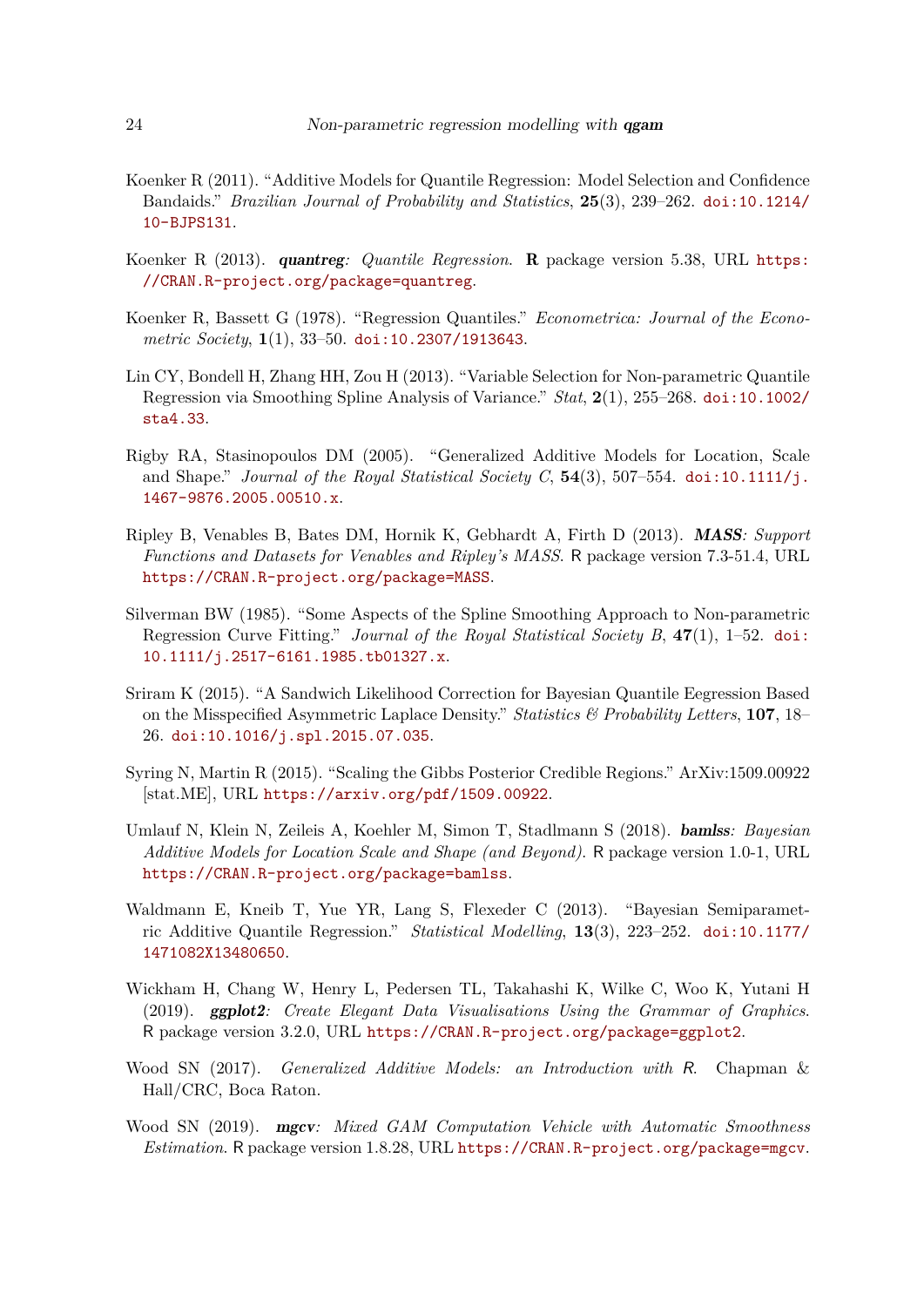Koenker R (2011). "Additive Models for Quantile Regression: Model Selection and Confidence Bandaids." *Brazilian Journal of Probability and Statistics*, **25**(3), 239–262. doi:10.1214/10-BJPS131.

Koenker R (2013). ***quantreg**: Quantile Regression*. **R** package version 5.38, URL https://CRAN.R-project.org/package=quantreg.

Koenker R, Bassett G (1978). "Regression Quantiles." *Econometrica: Journal of the Econometric Society*, **1**(1), 33–50. doi:10.2307/1913643.

Lin CY, Bondell H, Zhang HH, Zou H (2013). "Variable Selection for Non-parametric Quantile Regression via Smoothing Spline Analysis of Variance." *Stat*, **2**(1), 255–268. doi:10.1002/sta4.33.

Rigby RA, Stasinopoulos DM (2005). "Generalized Additive Models for Location, Scale and Shape." *Journal of the Royal Statistical Society C*, **54**(3), 507–554. doi:10.1111/j.1467-9876.2005.00510.x.

Ripley B, Venables B, Bates DM, Hornik K, Gebhardt A, Firth D (2013). ***MASS**: Support Functions and Datasets for Venables and Ripley's MASS*. R package version 7.3-51.4, URL https://CRAN.R-project.org/package=MASS.

Silverman BW (1985). "Some Aspects of the Spline Smoothing Approach to Non-parametric Regression Curve Fitting." *Journal of the Royal Statistical Society B*, **47**(1), 1–52. doi:10.1111/j.2517-6161.1985.tb01327.x.

Sriram K (2015). "A Sandwich Likelihood Correction for Bayesian Quantile Eegression Based on the Misspecified Asymmetric Laplace Density." *Statistics & Probability Letters*, **107**, 18–26. doi:10.1016/j.spl.2015.07.035.

Syring N, Martin R (2015). "Scaling the Gibbs Posterior Credible Regions." ArXiv:1509.00922 [stat.ME], URL https://arxiv.org/pdf/1509.00922.

Umlauf N, Klein N, Zeileis A, Koehler M, Simon T, Stadlmann S (2018). ***bamlss**: Bayesian Additive Models for Location Scale and Shape (and Beyond)*. R package version 1.0-1, URL https://CRAN.R-project.org/package=bamlss.

Waldmann E, Kneib T, Yue YR, Lang S, Flexeder C (2013). "Bayesian Semiparametric Additive Quantile Regression." *Statistical Modelling*, **13**(3), 223–252. doi:10.1177/1471082X13480650.

Wickham H, Chang W, Henry L, Pedersen TL, Takahashi K, Wilke C, Woo K, Yutani H (2019). ***ggplot2**: Create Elegant Data Visualisations Using the Grammar of Graphics*. R package version 3.2.0, URL https://CRAN.R-project.org/package=ggplot2.

Wood SN (2017). *Generalized Additive Models: an Introduction with R*. Chapman & Hall/CRC, Boca Raton.

Wood SN (2019). ***mgcv**: Mixed GAM Computation Vehicle with Automatic Smoothness Estimation*. R package version 1.8.28, URL https://CRAN.R-project.org/package=mgcv.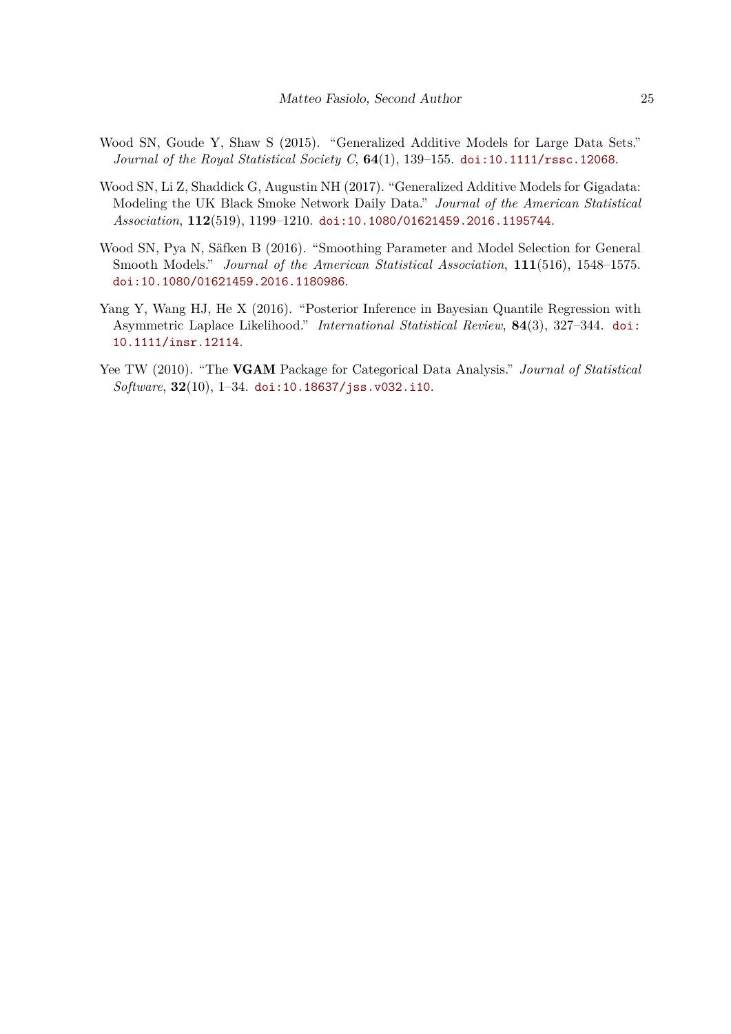Wood SN, Goude Y, Shaw S (2015). "Generalized Additive Models for Large Data Sets." *Journal of the Royal Statistical Society C*, **64**(1), 139–155. doi:10.1111/rssc.12068.

Wood SN, Li Z, Shaddick G, Augustin NH (2017). "Generalized Additive Models for Gigadata: Modeling the UK Black Smoke Network Daily Data." *Journal of the American Statistical Association*, **112**(519), 1199–1210. doi:10.1080/01621459.2016.1195744.

Wood SN, Pya N, Säfken B (2016). "Smoothing Parameter and Model Selection for General Smooth Models." *Journal of the American Statistical Association*, **111**(516), 1548–1575. doi:10.1080/01621459.2016.1180986.

Yang Y, Wang HJ, He X (2016). "Posterior Inference in Bayesian Quantile Regression with Asymmetric Laplace Likelihood." *International Statistical Review*, **84**(3), 327–344. doi:10.1111/insr.12114.

Yee TW (2010). "The **VGAM** Package for Categorical Data Analysis." *Journal of Statistical Software*, **32**(10), 1–34. doi:10.18637/jss.v032.i10.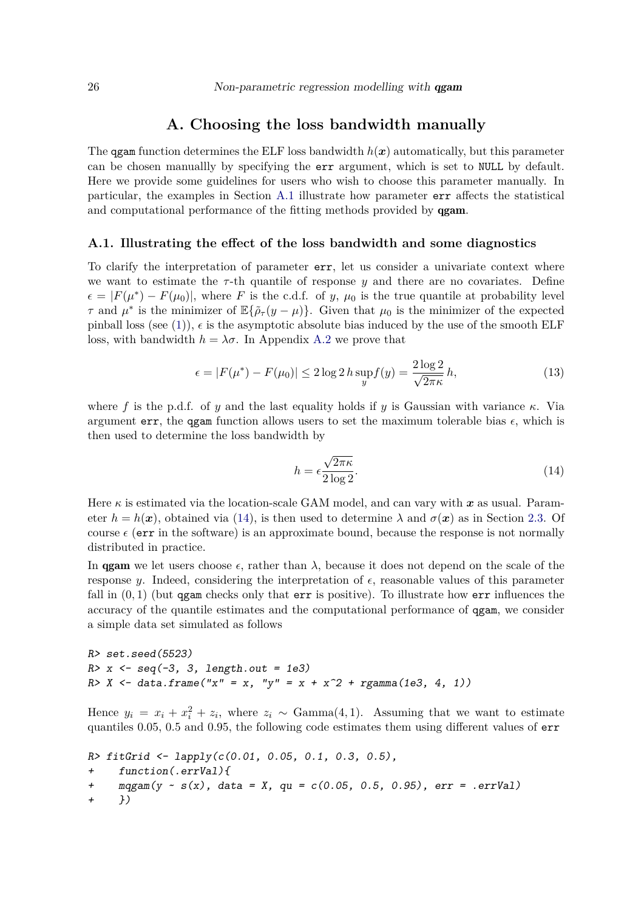# A. Choosing the loss bandwidth manually

The qgam function determines the ELF loss bandwidth $h(\boldsymbol{x})$ automatically, but this parameter can be chosen manuallly by specifying the err argument, which is set to NULL by default. Here we provide some guidelines for users who wish to choose this parameter manually. In particular, the examples in Section A.1 illustrate how parameter err affects the statistical and computational performance of the fitting methods provided by **qgam**.

## A.1. Illustrating the effect of the loss bandwidth and some diagnostics

To clarify the interpretation of parameter err, let us consider a univariate context where we want to estimate the $\tau$-th quantile of response $y$ and there are no covariates. Define $\epsilon = |F(\mu^*) - F(\mu_0)|$, where $F$ is the c.d.f. of $y$, $\mu_0$ is the true quantile at probability level $\tau$ and $\mu^*$ is the minimizer of $\mathbb{E}\{\tilde{\rho}_\tau(y - \mu)\}$. Given that $\mu_0$ is the minimizer of the expected pinball loss (see (1)), $\epsilon$ is the asymptotic absolute bias induced by the use of the smooth ELF loss, with bandwidth $h = \lambda\sigma$. In Appendix A.2 we prove that

$$\epsilon = |F(\mu^*) - F(\mu_0)| \leq 2 \log 2\, h \sup_y f(y) = \frac{2 \log 2}{\sqrt{2\pi\kappa}}\, h, \tag{13}$$

where $f$ is the p.d.f. of $y$ and the last equality holds if $y$ is Gaussian with variance $\kappa$. Via argument err, the qgam function allows users to set the maximum tolerable bias $\epsilon$, which is then used to determine the loss bandwidth by

$$h = \epsilon \frac{\sqrt{2\pi\kappa}}{2 \log 2}. \tag{14}$$

Here $\kappa$ is estimated via the location-scale GAM model, and can vary with $\boldsymbol{x}$ as usual. Parameter $h = h(\boldsymbol{x})$, obtained via (14), is then used to determine $\lambda$ and $\sigma(\boldsymbol{x})$ as in Section 2.3. Of course $\epsilon$ (err in the software) is an approximate bound, because the response is not normally distributed in practice.

In **qgam** we let users choose $\epsilon$, rather than $\lambda$, because it does not depend on the scale of the response $y$. Indeed, considering the interpretation of $\epsilon$, reasonable values of this parameter fall in $(0, 1)$ (but qgam checks only that err is positive). To illustrate how err influences the accuracy of the quantile estimates and the computational performance of qgam, we consider a simple data set simulated as follows

```
R> set.seed(5523)
R> x <- seq(-3, 3, length.out = 1e3)
R> X <- data.frame("x" = x, "y" = x + x^2 + rgamma(1e3, 4, 1))
```

Hence $y_i = x_i + x_i^2 + z_i$, where $z_i \sim \text{Gamma}(4, 1)$. Assuming that we want to estimate quantiles 0.05, 0.5 and 0.95, the following code estimates them using different values of err

```
R> fitGrid <- lapply(c(0.01, 0.05, 0.1, 0.3, 0.5),
+    function(.errVal){
+    mqgam(y ~ s(x), data = X, qu = c(0.05, 0.5, 0.95), err = .errVal)
+    })
```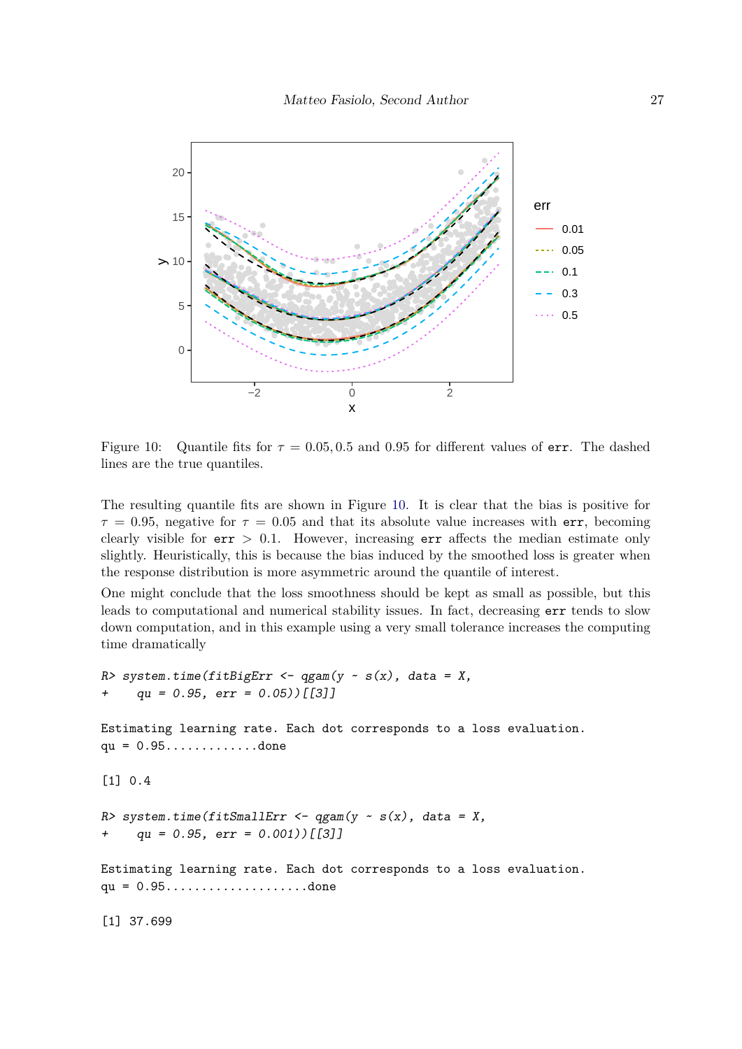Figure 10: Quantile fits for $\tau = 0.05, 0.5$ and $0.95$ for different values of `err`. The dashed lines are the true quantiles.

The resulting quantile fits are shown in Figure 10. It is clear that the bias is positive for $\tau = 0.95$, negative for $\tau = 0.05$ and that its absolute value increases with `err`, becoming clearly visible for `err` $> 0.1$. However, increasing `err` affects the median estimate only slightly. Heuristically, this is because the bias induced by the smoothed loss is greater when the response distribution is more asymmetric around the quantile of interest.

One might conclude that the loss smoothness should be kept as small as possible, but this leads to computational and numerical stability issues. In fact, decreasing `err` tends to slow down computation, and in this example using a very small tolerance increases the computing time dramatically

```
R> system.time(fitBigErr <- qgam(y ~ s(x), data = X,
+     qu = 0.95, err = 0.05))[[3]]

Estimating learning rate. Each dot corresponds to a loss evaluation.
qu = 0.95............done

[1] 0.4

R> system.time(fitSmallErr <- qgam(y ~ s(x), data = X,
+     qu = 0.95, err = 0.001))[[3]]

Estimating learning rate. Each dot corresponds to a loss evaluation.
qu = 0.95...................done

[1] 37.699
```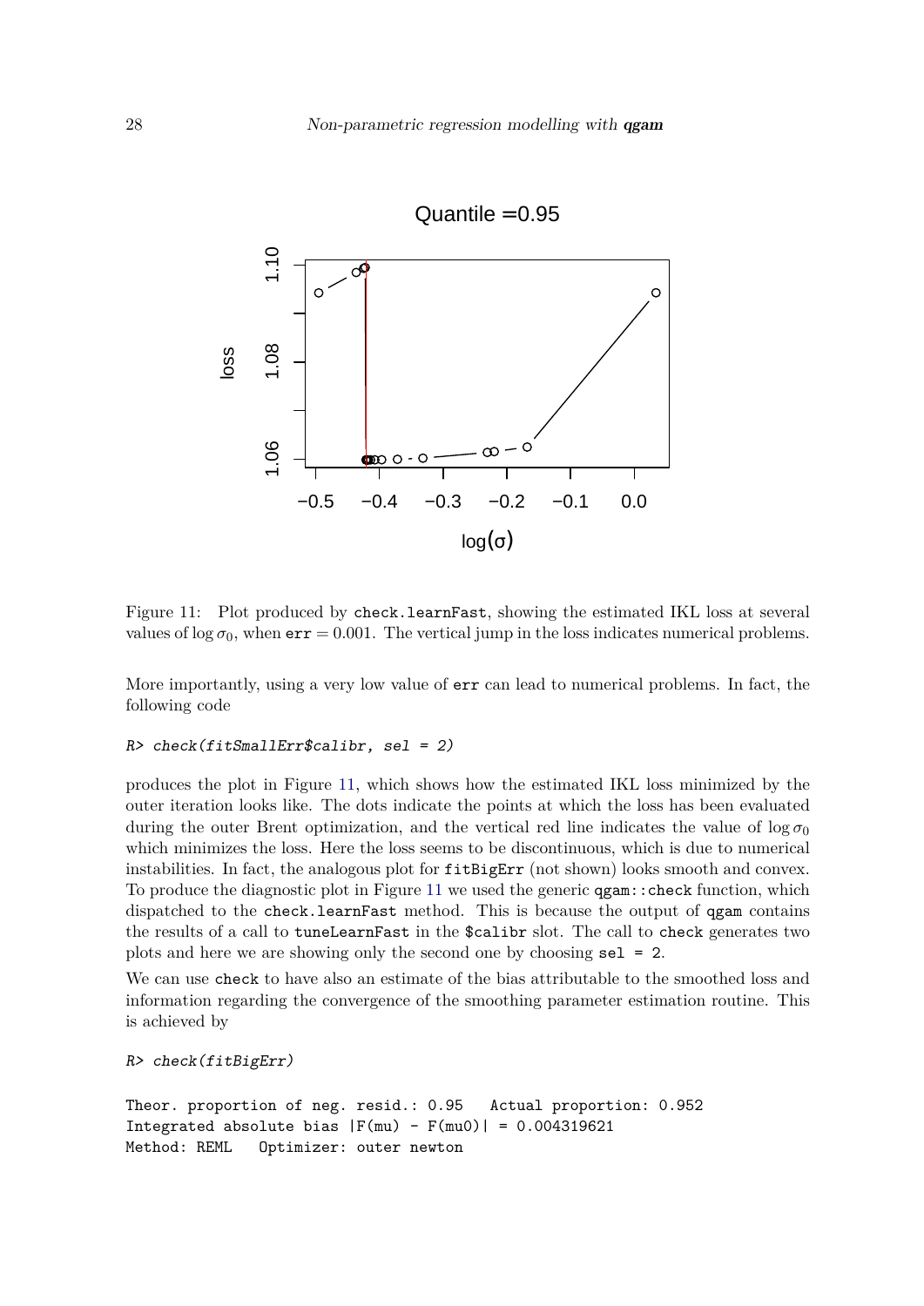Figure 11: Plot produced by check.learnFast, showing the estimated IKL loss at several values of $\log \sigma_0$, when err $= 0.001$. The vertical jump in the loss indicates numerical problems.

More importantly, using a very low value of err can lead to numerical problems. In fact, the following code

```
R> check(fitSmallErr$calibr, sel = 2)
```

produces the plot in Figure 11, which shows how the estimated IKL loss minimized by the outer iteration looks like. The dots indicate the points at which the loss has been evaluated during the outer Brent optimization, and the vertical red line indicates the value of $\log \sigma_0$ which minimizes the loss. Here the loss seems to be discontinuous, which is due to numerical instabilities. In fact, the analogous plot for fitBigErr (not shown) looks smooth and convex. To produce the diagnostic plot in Figure 11 we used the generic qgam::check function, which dispatched to the check.learnFast method. This is because the output of qgam contains the results of a call to tuneLearnFast in the $calibr slot. The call to check generates two plots and here we are showing only the second one by choosing sel = 2.

We can use check to have also an estimate of the bias attributable to the smoothed loss and information regarding the convergence of the smoothing parameter estimation routine. This is achieved by

```
R> check(fitBigErr)

Theor. proportion of neg. resid.: 0.95   Actual proportion: 0.952
Integrated absolute bias |F(mu) - F(mu0)| = 0.004319621
Method: REML   Optimizer: outer newton
```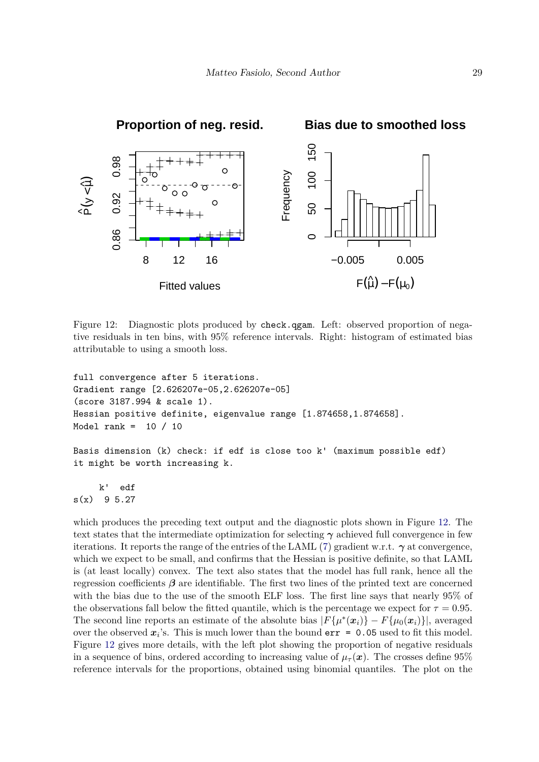Figure 12: Diagnostic plots produced by `check.qgam`. Left: observed proportion of negative residuals in ten bins, with 95% reference intervals. Right: histogram of estimated bias attributable to using a smooth loss.

```
full convergence after 5 iterations.
Gradient range [2.626207e-05,2.626207e-05]
(score 3187.994 & scale 1).
Hessian positive definite, eigenvalue range [1.874658,1.874658].
Model rank =  10 / 10

Basis dimension (k) check: if edf is close too k' (maximum possible edf)
it might be worth increasing k.

     k'  edf
s(x)  9 5.27
```

which produces the preceding text output and the diagnostic plots shown in Figure 12. The text states that the intermediate optimization for selecting $\boldsymbol{\gamma}$ achieved full convergence in few iterations. It reports the range of the entries of the LAML (7) gradient w.r.t. $\boldsymbol{\gamma}$ at convergence, which we expect to be small, and confirms that the Hessian is positive definite, so that LAML is (at least locally) convex. The text also states that the model has full rank, hence all the regression coefficients $\boldsymbol{\beta}$ are identifiable. The first two lines of the printed text are concerned with the bias due to the use of the smooth ELF loss. The first line says that nearly 95% of the observations fall below the fitted quantile, which is the percentage we expect for $\tau = 0.95$. The second line reports an estimate of the absolute bias $|F\{\mu^*(\boldsymbol{x}_i)\} - F\{\mu_0(\boldsymbol{x}_i)\}|$, averaged over the observed $\boldsymbol{x}_i$'s. This is much lower than the bound `err = 0.05` used to fit this model. Figure 12 gives more details, with the left plot showing the proportion of negative residuals in a sequence of bins, ordered according to increasing value of $\mu_\tau(\boldsymbol{x})$. The crosses define 95% reference intervals for the proportions, obtained using binomial quantiles. The plot on the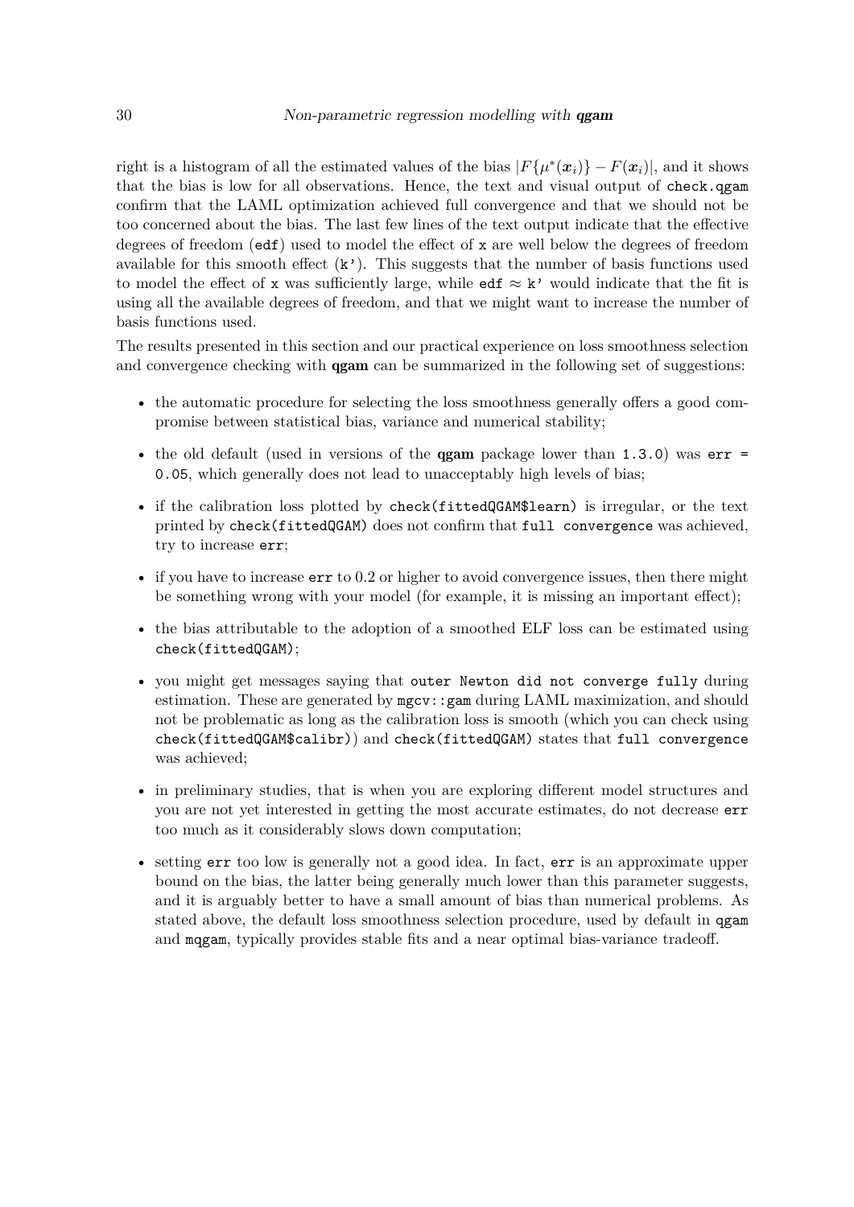right is a histogram of all the estimated values of the bias $|F\{\mu^*(\boldsymbol{x}_i)\} - F(\boldsymbol{x}_i)|$, and it shows that the bias is low for all observations. Hence, the text and visual output of `check.qgam` confirm that the LAML optimization achieved full convergence and that we should not be too concerned about the bias. The last few lines of the text output indicate that the effective degrees of freedom (`edf`) used to model the effect of `x` are well below the degrees of freedom available for this smooth effect (`k'`). This suggests that the number of basis functions used to model the effect of `x` was sufficiently large, while `edf` $\approx$ `k'` would indicate that the fit is using all the available degrees of freedom, and that we might want to increase the number of basis functions used.

The results presented in this section and our practical experience on loss smoothness selection and convergence checking with **qgam** can be summarized in the following set of suggestions:

- the automatic procedure for selecting the loss smoothness generally offers a good compromise between statistical bias, variance and numerical stability;
- the old default (used in versions of the **qgam** package lower than `1.3.0`) was `err = 0.05`, which generally does not lead to unacceptably high levels of bias;
- if the calibration loss plotted by `check(fittedQGAM$learn)` is irregular, or the text printed by `check(fittedQGAM)` does not confirm that `full convergence` was achieved, try to increase `err`;
- if you have to increase `err` to 0.2 or higher to avoid convergence issues, then there might be something wrong with your model (for example, it is missing an important effect);
- the bias attributable to the adoption of a smoothed ELF loss can be estimated using `check(fittedQGAM)`;
- you might get messages saying that `outer Newton did not converge fully` during estimation. These are generated by `mgcv::gam` during LAML maximization, and should not be problematic as long as the calibration loss is smooth (which you can check using `check(fittedQGAM$calibr)`) and `check(fittedQGAM)` states that `full convergence` was achieved;
- in preliminary studies, that is when you are exploring different model structures and you are not yet interested in getting the most accurate estimates, do not decrease `err` too much as it considerably slows down computation;
- setting `err` too low is generally not a good idea. In fact, `err` is an approximate upper bound on the bias, the latter being generally much lower than this parameter suggests, and it is arguably better to have a small amount of bias than numerical problems. As stated above, the default loss smoothness selection procedure, used by default in `qgam` and `mqgam`, typically provides stable fits and a near optimal bias-variance tradeoff.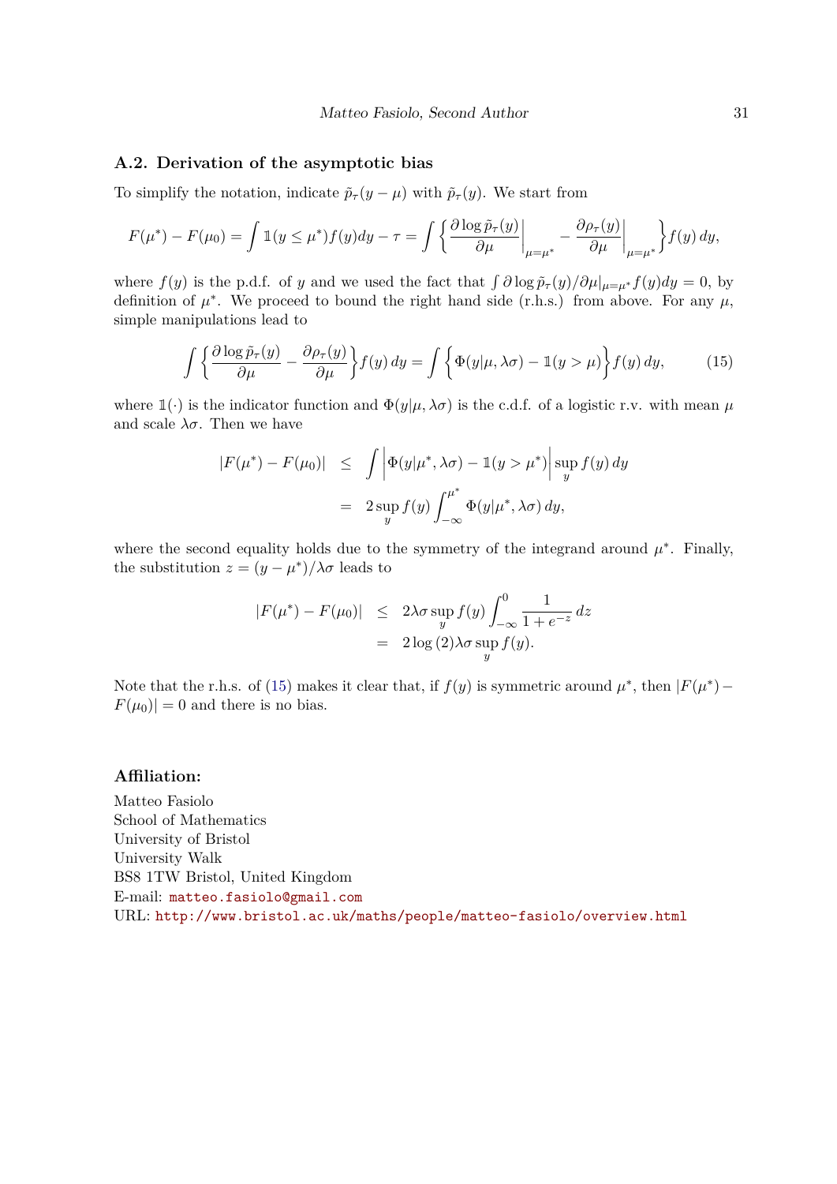### A.2. Derivation of the asymptotic bias

To simplify the notation, indicate $\tilde{p}_\tau(y-\mu)$ with $\tilde{p}_\tau(y)$. We start from

$$F(\mu^*) - F(\mu_0) = \int \mathbb{1}(y \leq \mu^*) f(y) dy - \tau = \int \left\{ \frac{\partial \log \tilde{p}_\tau(y)}{\partial \mu}\bigg|_{\mu=\mu^*} - \frac{\partial \rho_\tau(y)}{\partial \mu}\bigg|_{\mu=\mu^*} \right\} f(y)\, dy,$$

where $f(y)$ is the p.d.f. of $y$ and we used the fact that $\int \partial \log \tilde{p}_\tau(y)/\partial \mu|_{\mu=\mu^*} f(y) dy = 0$, by definition of $\mu^*$. We proceed to bound the right hand side (r.h.s.) from above. For any $\mu$, simple manipulations lead to

$$\int \left\{ \frac{\partial \log \tilde{p}_\tau(y)}{\partial \mu} - \frac{\partial \rho_\tau(y)}{\partial \mu} \right\} f(y)\, dy = \int \Big\{ \Phi(y|\mu, \lambda\sigma) - \mathbb{1}(y > \mu) \Big\} f(y)\, dy, \tag{15}$$

where $\mathbb{1}(\cdot)$ is the indicator function and $\Phi(y|\mu, \lambda\sigma)$ is the c.d.f. of a logistic r.v. with mean $\mu$ and scale $\lambda\sigma$. Then we have

$$\begin{aligned} |F(\mu^*) - F(\mu_0)| &\leq \int \Big| \Phi(y|\mu^*, \lambda\sigma) - \mathbb{1}(y > \mu^*) \Big| \sup_y f(y)\, dy \\ &= 2 \sup_y f(y) \int_{-\infty}^{\mu^*} \Phi(y|\mu^*, \lambda\sigma)\, dy, \end{aligned}$$

where the second equality holds due to the symmetry of the integrand around $\mu^*$. Finally, the substitution $z = (y - \mu^*)/\lambda\sigma$ leads to

$$\begin{aligned} |F(\mu^*) - F(\mu_0)| &\leq 2\lambda\sigma \sup_y f(y) \int_{-\infty}^{0} \frac{1}{1+e^{-z}}\, dz \\ &= 2\log(2)\lambda\sigma \sup_y f(y). \end{aligned}$$

Note that the r.h.s. of (15) makes it clear that, if $f(y)$ is symmetric around $\mu^*$, then $|F(\mu^*) - F(\mu_0)| = 0$ and there is no bias.

**Affiliation:**

Matteo Fasiolo
School of Mathematics
University of Bristol
University Walk
BS8 1TW Bristol, United Kingdom
E-mail: matteo.fasiolo@gmail.com
URL: http://www.bristol.ac.uk/maths/people/matteo-fasiolo/overview.html